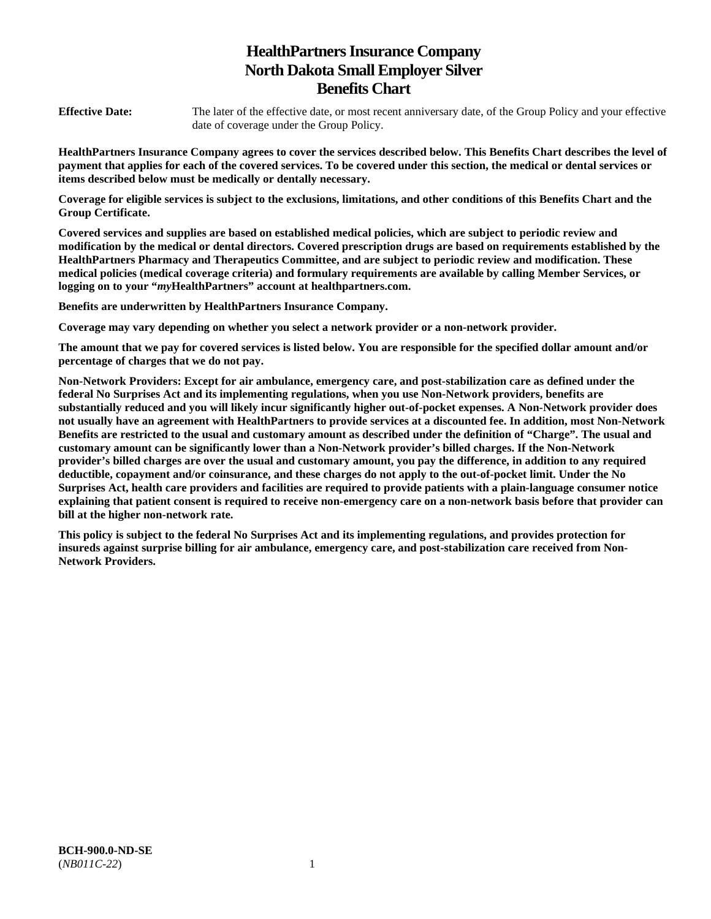# HealthPartners Insurance Company
# North Dakota Small Employer Silver
# Benefits Chart

**Effective Date:** The later of the effective date, or most recent anniversary date, of the Group Policy and your effective date of coverage under the Group Policy.

**HealthPartners Insurance Company agrees to cover the services described below. This Benefits Chart describes the level of payment that applies for each of the covered services. To be covered under this section, the medical or dental services or items described below must be medically or dentally necessary.**

**Coverage for eligible services is subject to the exclusions, limitations, and other conditions of this Benefits Chart and the Group Certificate.**

**Covered services and supplies are based on established medical policies, which are subject to periodic review and modification by the medical or dental directors. Covered prescription drugs are based on requirements established by the HealthPartners Pharmacy and Therapeutics Committee, and are subject to periodic review and modification. These medical policies (medical coverage criteria) and formulary requirements are available by calling Member Services, or logging on to your "*my*HealthPartners" account at healthpartners.com.**

**Benefits are underwritten by HealthPartners Insurance Company.**

**Coverage may vary depending on whether you select a network provider or a non-network provider.**

**The amount that we pay for covered services is listed below. You are responsible for the specified dollar amount and/or percentage of charges that we do not pay.**

**Non-Network Providers: Except for air ambulance, emergency care, and post-stabilization care as defined under the federal No Surprises Act and its implementing regulations, when you use Non-Network providers, benefits are substantially reduced and you will likely incur significantly higher out-of-pocket expenses. A Non-Network provider does not usually have an agreement with HealthPartners to provide services at a discounted fee. In addition, most Non-Network Benefits are restricted to the usual and customary amount as described under the definition of "Charge". The usual and customary amount can be significantly lower than a Non-Network provider's billed charges. If the Non-Network provider's billed charges are over the usual and customary amount, you pay the difference, in addition to any required deductible, copayment and/or coinsurance, and these charges do not apply to the out-of-pocket limit. Under the No Surprises Act, health care providers and facilities are required to provide patients with a plain-language consumer notice explaining that patient consent is required to receive non-emergency care on a non-network basis before that provider can bill at the higher non-network rate.**

**This policy is subject to the federal No Surprises Act and its implementing regulations, and provides protection for insureds against surprise billing for air ambulance, emergency care, and post-stabilization care received from Non-Network Providers.**

**BCH-900.0-ND-SE**
(*NB011C-22*)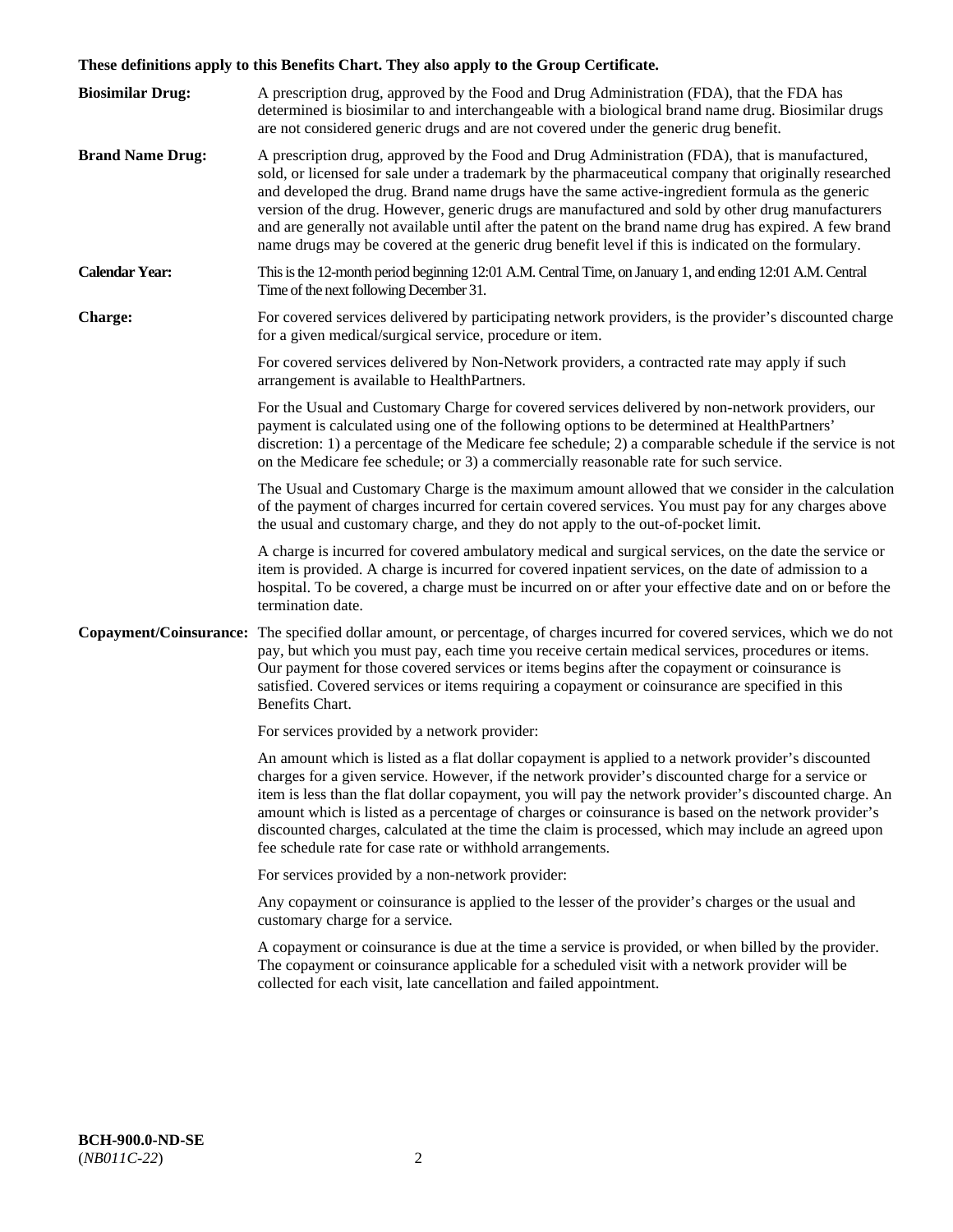**These definitions apply to this Benefits Chart. They also apply to the Group Certificate.**

**Biosimilar Drug:** A prescription drug, approved by the Food and Drug Administration (FDA), that the FDA has determined is biosimilar to and interchangeable with a biological brand name drug. Biosimilar drugs are not considered generic drugs and are not covered under the generic drug benefit.

**Brand Name Drug:** A prescription drug, approved by the Food and Drug Administration (FDA), that is manufactured, sold, or licensed for sale under a trademark by the pharmaceutical company that originally researched and developed the drug. Brand name drugs have the same active-ingredient formula as the generic version of the drug. However, generic drugs are manufactured and sold by other drug manufacturers and are generally not available until after the patent on the brand name drug has expired. A few brand name drugs may be covered at the generic drug benefit level if this is indicated on the formulary.

**Calendar Year:** This is the 12-month period beginning 12:01 A.M. Central Time, on January 1, and ending 12:01 A.M. Central Time of the next following December 31.

**Charge:** For covered services delivered by participating network providers, is the provider's discounted charge for a given medical/surgical service, procedure or item.

For covered services delivered by Non-Network providers, a contracted rate may apply if such arrangement is available to HealthPartners.

For the Usual and Customary Charge for covered services delivered by non-network providers, our payment is calculated using one of the following options to be determined at HealthPartners' discretion: 1) a percentage of the Medicare fee schedule; 2) a comparable schedule if the service is not on the Medicare fee schedule; or 3) a commercially reasonable rate for such service.

The Usual and Customary Charge is the maximum amount allowed that we consider in the calculation of the payment of charges incurred for certain covered services. You must pay for any charges above the usual and customary charge, and they do not apply to the out-of-pocket limit.

A charge is incurred for covered ambulatory medical and surgical services, on the date the service or item is provided. A charge is incurred for covered inpatient services, on the date of admission to a hospital. To be covered, a charge must be incurred on or after your effective date and on or before the termination date.

**Copayment/Coinsurance:** The specified dollar amount, or percentage, of charges incurred for covered services, which we do not pay, but which you must pay, each time you receive certain medical services, procedures or items. Our payment for those covered services or items begins after the copayment or coinsurance is satisfied. Covered services or items requiring a copayment or coinsurance are specified in this Benefits Chart.

For services provided by a network provider:

An amount which is listed as a flat dollar copayment is applied to a network provider's discounted charges for a given service. However, if the network provider's discounted charge for a service or item is less than the flat dollar copayment, you will pay the network provider's discounted charge. An amount which is listed as a percentage of charges or coinsurance is based on the network provider's discounted charges, calculated at the time the claim is processed, which may include an agreed upon fee schedule rate for case rate or withhold arrangements.

For services provided by a non-network provider:

Any copayment or coinsurance is applied to the lesser of the provider's charges or the usual and customary charge for a service.

A copayment or coinsurance is due at the time a service is provided, or when billed by the provider. The copayment or coinsurance applicable for a scheduled visit with a network provider will be collected for each visit, late cancellation and failed appointment.

**BCH-900.0-ND-SE**
(*NB011C-22*)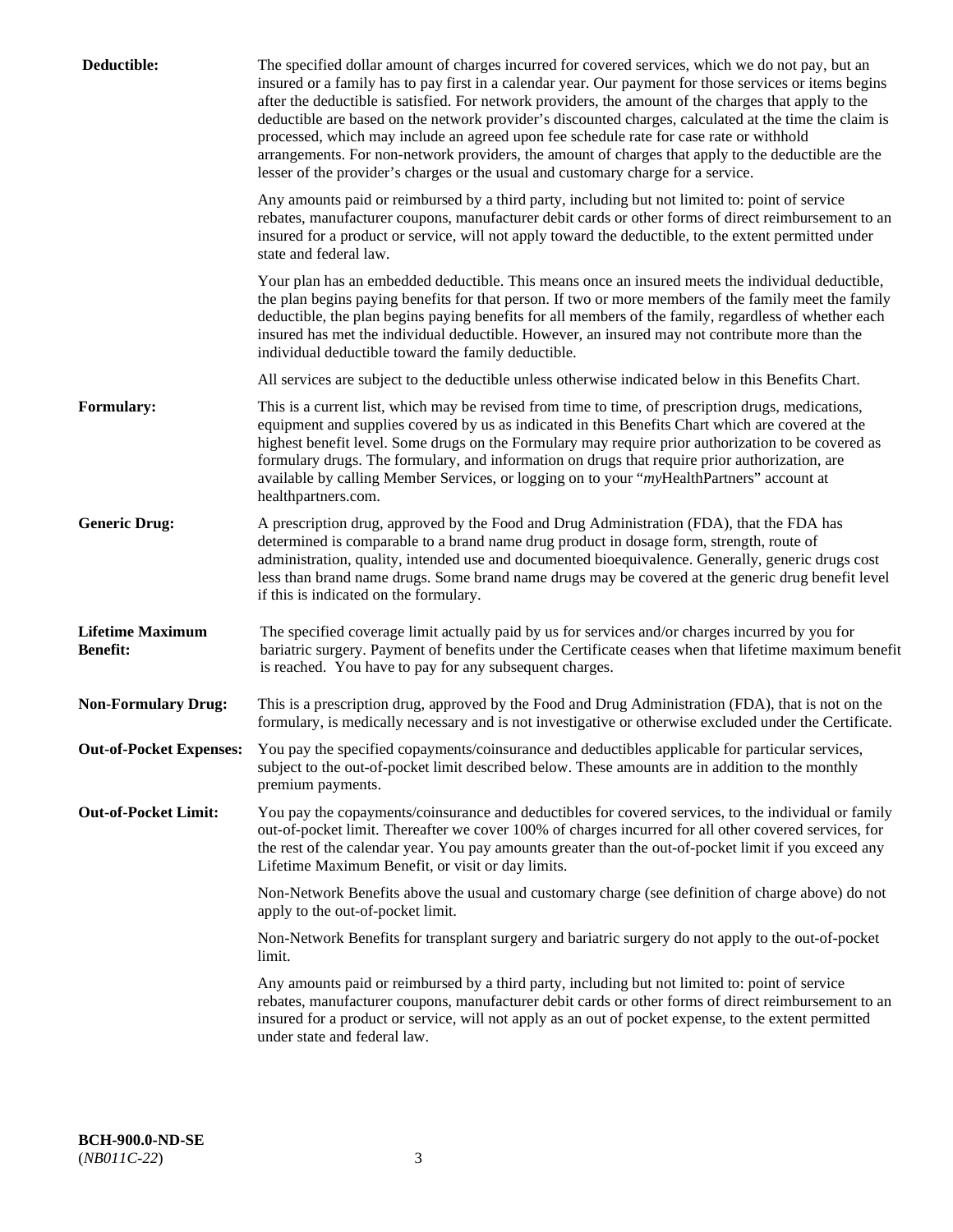**Deductible:** The specified dollar amount of charges incurred for covered services, which we do not pay, but an insured or a family has to pay first in a calendar year. Our payment for those services or items begins after the deductible is satisfied. For network providers, the amount of the charges that apply to the deductible are based on the network provider's discounted charges, calculated at the time the claim is processed, which may include an agreed upon fee schedule rate for case rate or withhold arrangements. For non-network providers, the amount of charges that apply to the deductible are the lesser of the provider's charges or the usual and customary charge for a service.

Any amounts paid or reimbursed by a third party, including but not limited to: point of service rebates, manufacturer coupons, manufacturer debit cards or other forms of direct reimbursement to an insured for a product or service, will not apply toward the deductible, to the extent permitted under state and federal law.

Your plan has an embedded deductible. This means once an insured meets the individual deductible, the plan begins paying benefits for that person. If two or more members of the family meet the family deductible, the plan begins paying benefits for all members of the family, regardless of whether each insured has met the individual deductible. However, an insured may not contribute more than the individual deductible toward the family deductible.

All services are subject to the deductible unless otherwise indicated below in this Benefits Chart.

**Formulary:** This is a current list, which may be revised from time to time, of prescription drugs, medications, equipment and supplies covered by us as indicated in this Benefits Chart which are covered at the highest benefit level. Some drugs on the Formulary may require prior authorization to be covered as formulary drugs. The formulary, and information on drugs that require prior authorization, are available by calling Member Services, or logging on to your "*my*HealthPartners" account at healthpartners.com.

**Generic Drug:** A prescription drug, approved by the Food and Drug Administration (FDA), that the FDA has determined is comparable to a brand name drug product in dosage form, strength, route of administration, quality, intended use and documented bioequivalence. Generally, generic drugs cost less than brand name drugs. Some brand name drugs may be covered at the generic drug benefit level if this is indicated on the formulary.

**Lifetime Maximum Benefit:** The specified coverage limit actually paid by us for services and/or charges incurred by you for bariatric surgery. Payment of benefits under the Certificate ceases when that lifetime maximum benefit is reached. You have to pay for any subsequent charges.

**Non-Formulary Drug:** This is a prescription drug, approved by the Food and Drug Administration (FDA), that is not on the formulary, is medically necessary and is not investigative or otherwise excluded under the Certificate.

**Out-of-Pocket Expenses:** You pay the specified copayments/coinsurance and deductibles applicable for particular services, subject to the out-of-pocket limit described below. These amounts are in addition to the monthly premium payments.

**Out-of-Pocket Limit:** You pay the copayments/coinsurance and deductibles for covered services, to the individual or family out-of-pocket limit. Thereafter we cover 100% of charges incurred for all other covered services, for the rest of the calendar year. You pay amounts greater than the out-of-pocket limit if you exceed any Lifetime Maximum Benefit, or visit or day limits.

Non-Network Benefits above the usual and customary charge (see definition of charge above) do not apply to the out-of-pocket limit.

Non-Network Benefits for transplant surgery and bariatric surgery do not apply to the out-of-pocket limit.

Any amounts paid or reimbursed by a third party, including but not limited to: point of service rebates, manufacturer coupons, manufacturer debit cards or other forms of direct reimbursement to an insured for a product or service, will not apply as an out of pocket expense, to the extent permitted under state and federal law.

**BCH-900.0-ND-SE**
(*NB011C-22*)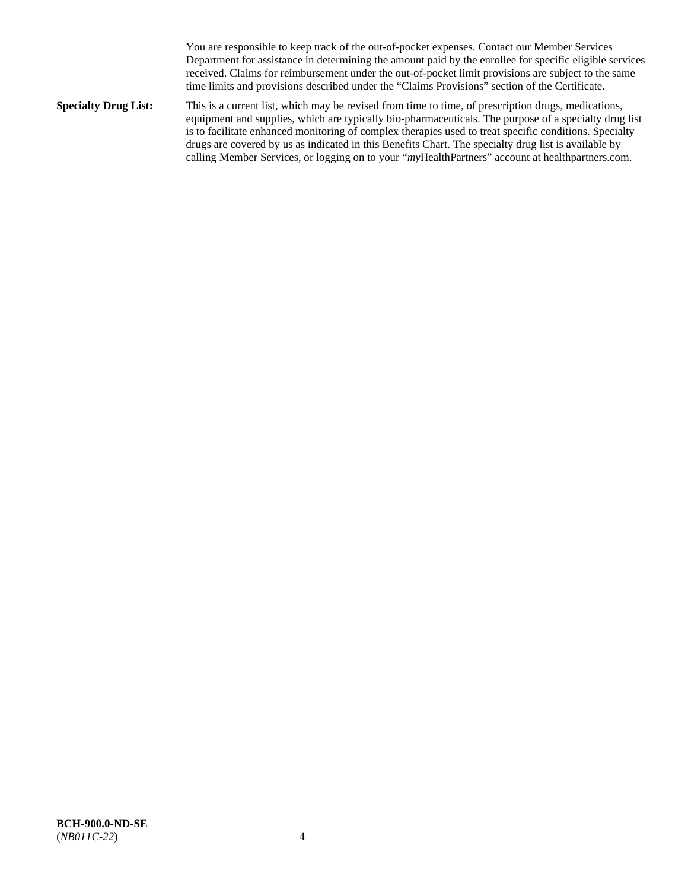You are responsible to keep track of the out-of-pocket expenses. Contact our Member Services Department for assistance in determining the amount paid by the enrollee for specific eligible services received. Claims for reimbursement under the out-of-pocket limit provisions are subject to the same time limits and provisions described under the "Claims Provisions" section of the Certificate.

**Specialty Drug List:** This is a current list, which may be revised from time to time, of prescription drugs, medications, equipment and supplies, which are typically bio-pharmaceuticals. The purpose of a specialty drug list is to facilitate enhanced monitoring of complex therapies used to treat specific conditions. Specialty drugs are covered by us as indicated in this Benefits Chart. The specialty drug list is available by calling Member Services, or logging on to your "*my*HealthPartners" account at healthpartners.com.

**BCH-900.0-ND-SE**
(*NB011C-22*)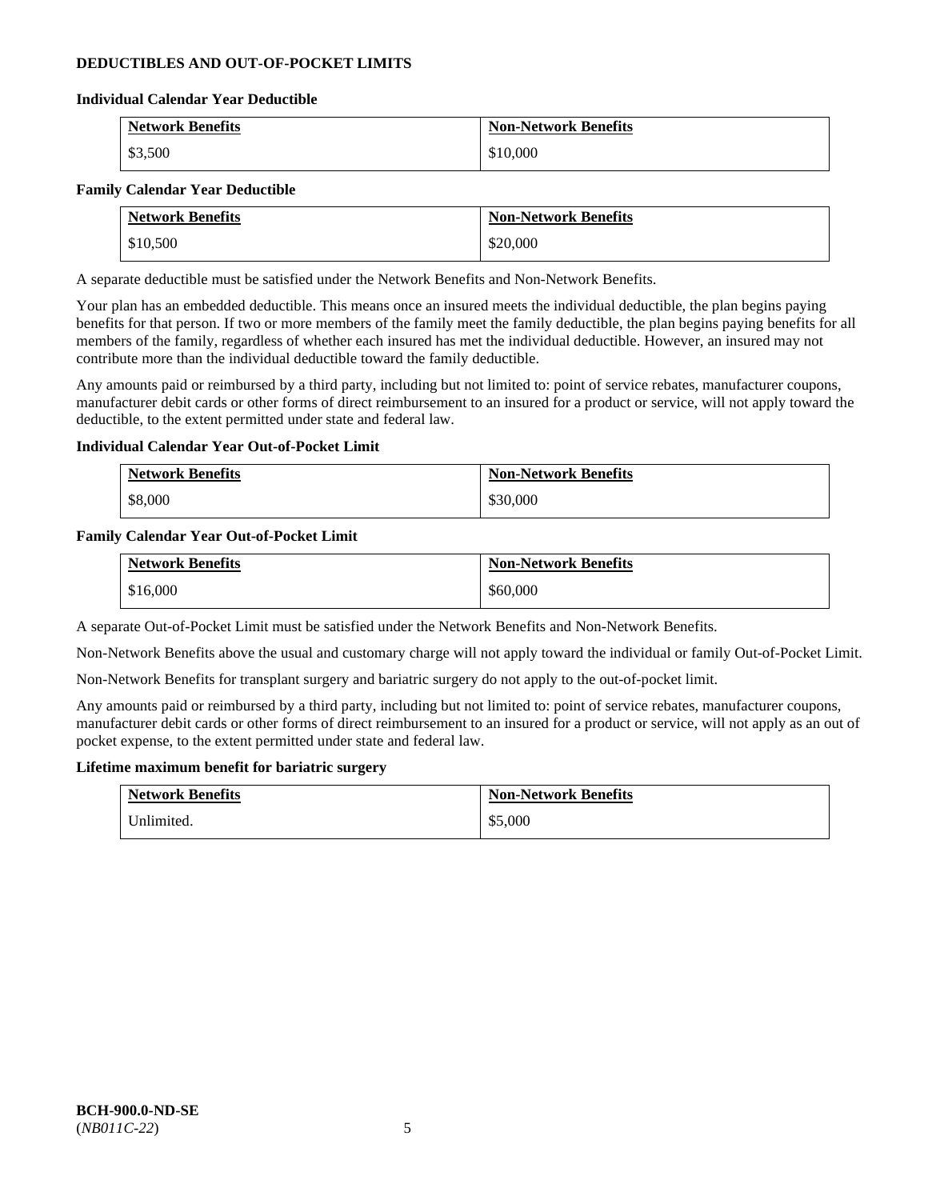## DEDUCTIBLES AND OUT-OF-POCKET LIMITS

### Individual Calendar Year Deductible

| Network Benefits | Non-Network Benefits |
|---|---|
| $3,500 | $10,000 |

### Family Calendar Year Deductible

| Network Benefits | Non-Network Benefits |
|---|---|
| $10,500 | $20,000 |

A separate deductible must be satisfied under the Network Benefits and Non-Network Benefits.

Your plan has an embedded deductible. This means once an insured meets the individual deductible, the plan begins paying benefits for that person. If two or more members of the family meet the family deductible, the plan begins paying benefits for all members of the family, regardless of whether each insured has met the individual deductible. However, an insured may not contribute more than the individual deductible toward the family deductible.

Any amounts paid or reimbursed by a third party, including but not limited to: point of service rebates, manufacturer coupons, manufacturer debit cards or other forms of direct reimbursement to an insured for a product or service, will not apply toward the deductible, to the extent permitted under state and federal law.

### Individual Calendar Year Out-of-Pocket Limit

| Network Benefits | Non-Network Benefits |
|---|---|
| $8,000 | $30,000 |

### Family Calendar Year Out-of-Pocket Limit

| Network Benefits | Non-Network Benefits |
|---|---|
| $16,000 | $60,000 |

A separate Out-of-Pocket Limit must be satisfied under the Network Benefits and Non-Network Benefits.

Non-Network Benefits above the usual and customary charge will not apply toward the individual or family Out-of-Pocket Limit.

Non-Network Benefits for transplant surgery and bariatric surgery do not apply to the out-of-pocket limit.

Any amounts paid or reimbursed by a third party, including but not limited to: point of service rebates, manufacturer coupons, manufacturer debit cards or other forms of direct reimbursement to an insured for a product or service, will not apply as an out of pocket expense, to the extent permitted under state and federal law.

### Lifetime maximum benefit for bariatric surgery

| Network Benefits | Non-Network Benefits |
|---|---|
| Unlimited. | $5,000 |

**BCH-900.0-ND-SE**
(*NB011C-22*)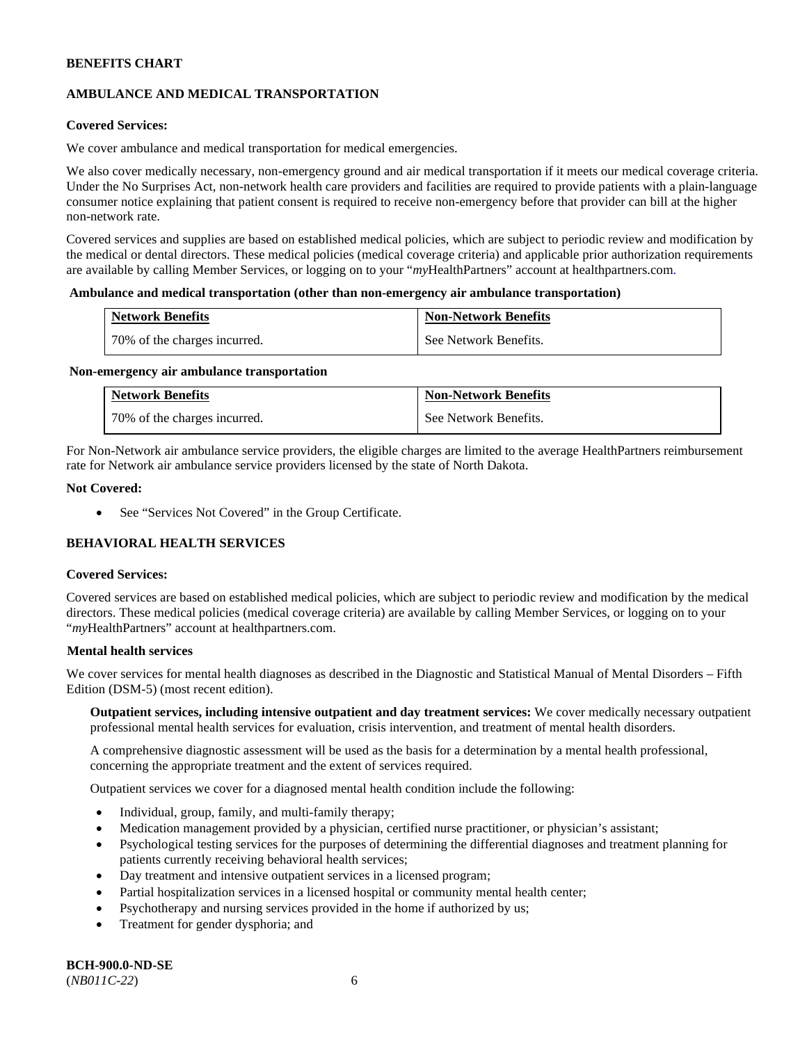**BENEFITS CHART**

**AMBULANCE AND MEDICAL TRANSPORTATION**

**Covered Services:**

We cover ambulance and medical transportation for medical emergencies.

We also cover medically necessary, non-emergency ground and air medical transportation if it meets our medical coverage criteria. Under the No Surprises Act, non-network health care providers and facilities are required to provide patients with a plain-language consumer notice explaining that patient consent is required to receive non-emergency before that provider can bill at the higher non-network rate.

Covered services and supplies are based on established medical policies, which are subject to periodic review and modification by the medical or dental directors. These medical policies (medical coverage criteria) and applicable prior authorization requirements are available by calling Member Services, or logging on to your "*my*HealthPartners" account at healthpartners.com.

**Ambulance and medical transportation (other than non-emergency air ambulance transportation)**

| Network Benefits | Non-Network Benefits |
|---|---|
| 70% of the charges incurred. | See Network Benefits. |

**Non-emergency air ambulance transportation**

| Network Benefits | Non-Network Benefits |
|---|---|
| 70% of the charges incurred. | See Network Benefits. |

For Non-Network air ambulance service providers, the eligible charges are limited to the average HealthPartners reimbursement rate for Network air ambulance service providers licensed by the state of North Dakota.

**Not Covered:**

- See "Services Not Covered" in the Group Certificate.

**BEHAVIORAL HEALTH SERVICES**

**Covered Services:**

Covered services are based on established medical policies, which are subject to periodic review and modification by the medical directors. These medical policies (medical coverage criteria) are available by calling Member Services, or logging on to your "*my*HealthPartners" account at healthpartners.com.

**Mental health services**

We cover services for mental health diagnoses as described in the Diagnostic and Statistical Manual of Mental Disorders – Fifth Edition (DSM-5) (most recent edition).

**Outpatient services, including intensive outpatient and day treatment services:** We cover medically necessary outpatient professional mental health services for evaluation, crisis intervention, and treatment of mental health disorders.

A comprehensive diagnostic assessment will be used as the basis for a determination by a mental health professional, concerning the appropriate treatment and the extent of services required.

Outpatient services we cover for a diagnosed mental health condition include the following:

- Individual, group, family, and multi-family therapy;
- Medication management provided by a physician, certified nurse practitioner, or physician's assistant;
- Psychological testing services for the purposes of determining the differential diagnoses and treatment planning for patients currently receiving behavioral health services;
- Day treatment and intensive outpatient services in a licensed program;
- Partial hospitalization services in a licensed hospital or community mental health center;
- Psychotherapy and nursing services provided in the home if authorized by us;
- Treatment for gender dysphoria; and

**BCH-900.0-ND-SE**
(*NB011C-22*)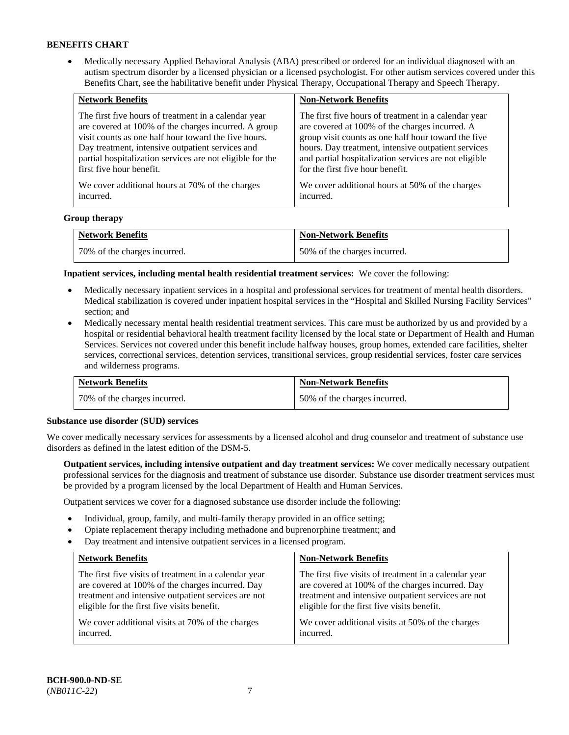## BENEFITS CHART

- Medically necessary Applied Behavioral Analysis (ABA) prescribed or ordered for an individual diagnosed with an autism spectrum disorder by a licensed physician or a licensed psychologist. For other autism services covered under this Benefits Chart, see the habilitative benefit under Physical Therapy, Occupational Therapy and Speech Therapy.

| Network Benefits | Non-Network Benefits |
| --- | --- |
| The first five hours of treatment in a calendar year are covered at 100% of the charges incurred. A group visit counts as one half hour toward the five hours. Day treatment, intensive outpatient services and partial hospitalization services are not eligible for the first five hour benefit.<br><br>We cover additional hours at 70% of the charges incurred. | The first five hours of treatment in a calendar year are covered at 100% of the charges incurred. A group visit counts as one half hour toward the five hours. Day treatment, intensive outpatient services and partial hospitalization services are not eligible for the first five hour benefit.<br><br>We cover additional hours at 50% of the charges incurred. |

**Group therapy**

| Network Benefits | Non-Network Benefits |
| --- | --- |
| 70% of the charges incurred. | 50% of the charges incurred. |

**Inpatient services, including mental health residential treatment services:** We cover the following:

- Medically necessary inpatient services in a hospital and professional services for treatment of mental health disorders. Medical stabilization is covered under inpatient hospital services in the "Hospital and Skilled Nursing Facility Services" section; and
- Medically necessary mental health residential treatment services. This care must be authorized by us and provided by a hospital or residential behavioral health treatment facility licensed by the local state or Department of Health and Human Services. Services not covered under this benefit include halfway houses, group homes, extended care facilities, shelter services, correctional services, detention services, transitional services, group residential services, foster care services and wilderness programs.

| Network Benefits | Non-Network Benefits |
| --- | --- |
| 70% of the charges incurred. | 50% of the charges incurred. |

**Substance use disorder (SUD) services**

We cover medically necessary services for assessments by a licensed alcohol and drug counselor and treatment of substance use disorders as defined in the latest edition of the DSM-5.

**Outpatient services, including intensive outpatient and day treatment services:** We cover medically necessary outpatient professional services for the diagnosis and treatment of substance use disorder. Substance use disorder treatment services must be provided by a program licensed by the local Department of Health and Human Services.

Outpatient services we cover for a diagnosed substance use disorder include the following:

- Individual, group, family, and multi-family therapy provided in an office setting;
- Opiate replacement therapy including methadone and buprenorphine treatment; and
- Day treatment and intensive outpatient services in a licensed program.

| Network Benefits | Non-Network Benefits |
| --- | --- |
| The first five visits of treatment in a calendar year are covered at 100% of the charges incurred. Day treatment and intensive outpatient services are not eligible for the first five visits benefit.<br><br>We cover additional visits at 70% of the charges incurred. | The first five visits of treatment in a calendar year are covered at 100% of the charges incurred. Day treatment and intensive outpatient services are not eligible for the first five visits benefit.<br><br>We cover additional visits at 50% of the charges incurred. |

**BCH-900.0-ND-SE**
(*NB011C-22*)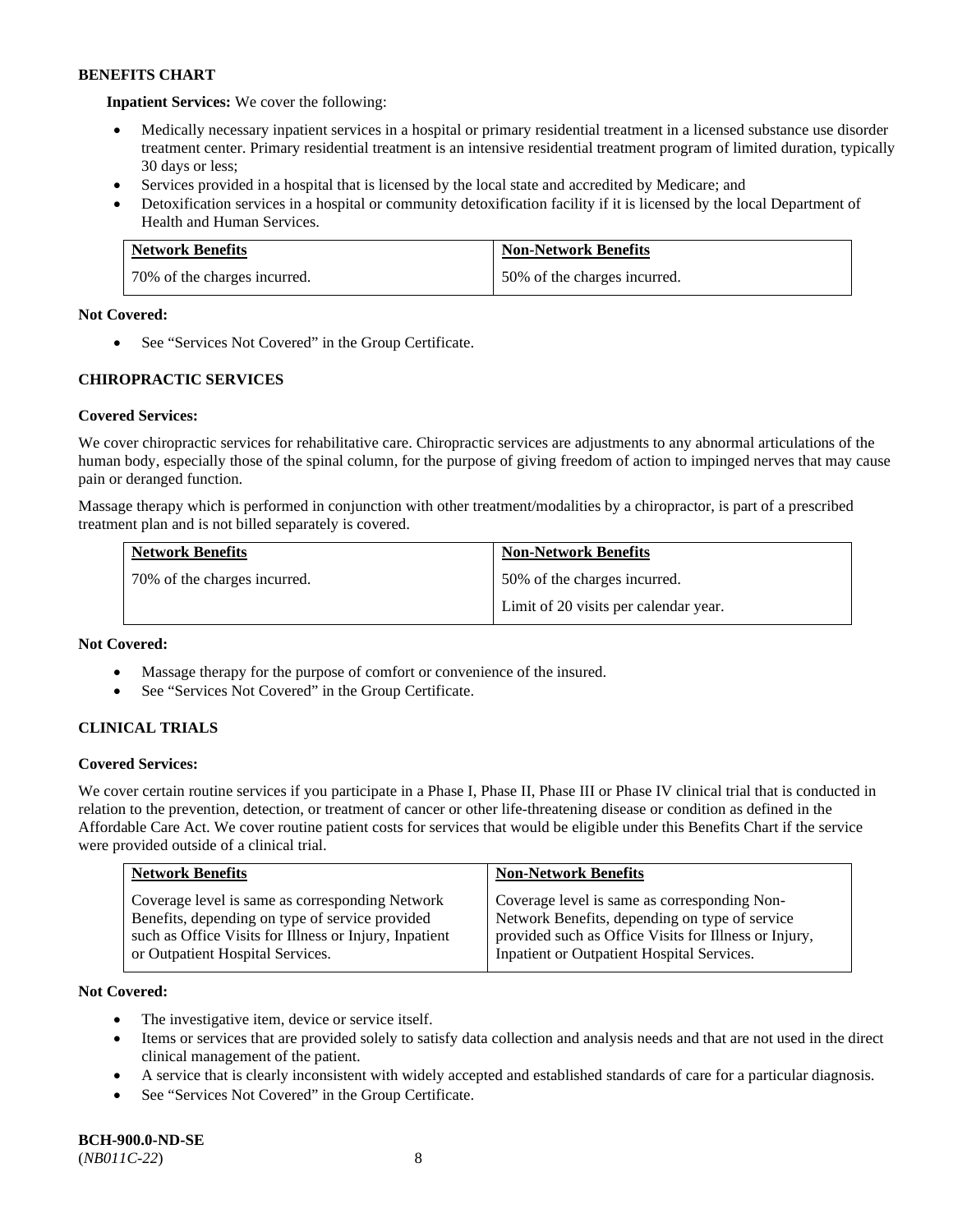**BENEFITS CHART**

**Inpatient Services:** We cover the following:

- Medically necessary inpatient services in a hospital or primary residential treatment in a licensed substance use disorder treatment center. Primary residential treatment is an intensive residential treatment program of limited duration, typically 30 days or less;
- Services provided in a hospital that is licensed by the local state and accredited by Medicare; and
- Detoxification services in a hospital or community detoxification facility if it is licensed by the local Department of Health and Human Services.

| Network Benefits | Non-Network Benefits |
|---|---|
| 70% of the charges incurred. | 50% of the charges incurred. |

**Not Covered:**

- See "Services Not Covered" in the Group Certificate.

### CHIROPRACTIC SERVICES

**Covered Services:**

We cover chiropractic services for rehabilitative care. Chiropractic services are adjustments to any abnormal articulations of the human body, especially those of the spinal column, for the purpose of giving freedom of action to impinged nerves that may cause pain or deranged function.

Massage therapy which is performed in conjunction with other treatment/modalities by a chiropractor, is part of a prescribed treatment plan and is not billed separately is covered.

| Network Benefits | Non-Network Benefits |
|---|---|
| 70% of the charges incurred. | 50% of the charges incurred.<br>Limit of 20 visits per calendar year. |

**Not Covered:**

- Massage therapy for the purpose of comfort or convenience of the insured.
- See "Services Not Covered" in the Group Certificate.

### CLINICAL TRIALS

**Covered Services:**

We cover certain routine services if you participate in a Phase I, Phase II, Phase III or Phase IV clinical trial that is conducted in relation to the prevention, detection, or treatment of cancer or other life-threatening disease or condition as defined in the Affordable Care Act. We cover routine patient costs for services that would be eligible under this Benefits Chart if the service were provided outside of a clinical trial.

| Network Benefits | Non-Network Benefits |
|---|---|
| Coverage level is same as corresponding Network Benefits, depending on type of service provided such as Office Visits for Illness or Injury, Inpatient or Outpatient Hospital Services. | Coverage level is same as corresponding Non-Network Benefits, depending on type of service provided such as Office Visits for Illness or Injury, Inpatient or Outpatient Hospital Services. |

**Not Covered:**

- The investigative item, device or service itself.
- Items or services that are provided solely to satisfy data collection and analysis needs and that are not used in the direct clinical management of the patient.
- A service that is clearly inconsistent with widely accepted and established standards of care for a particular diagnosis.
- See "Services Not Covered" in the Group Certificate.

**BCH-900.0-ND-SE**
(*NB011C-22*)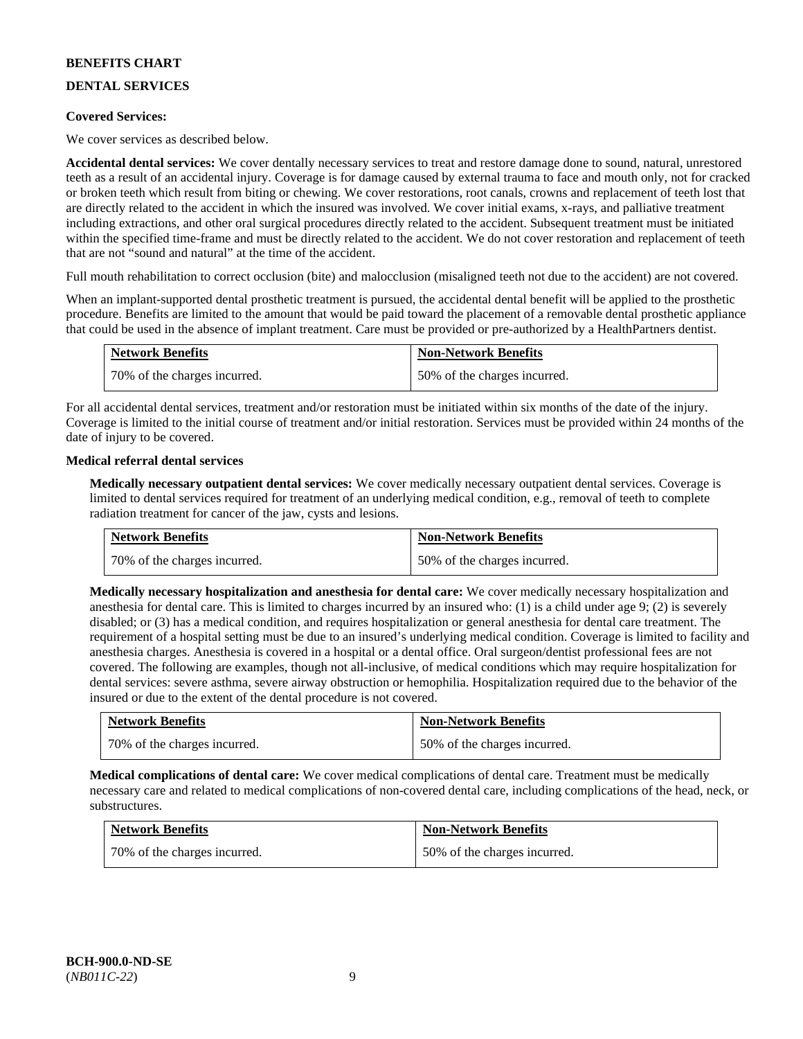**BENEFITS CHART**

**DENTAL SERVICES**

**Covered Services:**

We cover services as described below.

**Accidental dental services:** We cover dentally necessary services to treat and restore damage done to sound, natural, unrestored teeth as a result of an accidental injury. Coverage is for damage caused by external trauma to face and mouth only, not for cracked or broken teeth which result from biting or chewing. We cover restorations, root canals, crowns and replacement of teeth lost that are directly related to the accident in which the insured was involved. We cover initial exams, x-rays, and palliative treatment including extractions, and other oral surgical procedures directly related to the accident. Subsequent treatment must be initiated within the specified time-frame and must be directly related to the accident. We do not cover restoration and replacement of teeth that are not "sound and natural" at the time of the accident.

Full mouth rehabilitation to correct occlusion (bite) and malocclusion (misaligned teeth not due to the accident) are not covered.

When an implant-supported dental prosthetic treatment is pursued, the accidental dental benefit will be applied to the prosthetic procedure. Benefits are limited to the amount that would be paid toward the placement of a removable dental prosthetic appliance that could be used in the absence of implant treatment. Care must be provided or pre-authorized by a HealthPartners dentist.

| Network Benefits | Non-Network Benefits |
|---|---|
| 70% of the charges incurred. | 50% of the charges incurred. |

For all accidental dental services, treatment and/or restoration must be initiated within six months of the date of the injury. Coverage is limited to the initial course of treatment and/or initial restoration. Services must be provided within 24 months of the date of injury to be covered.

**Medical referral dental services**

**Medically necessary outpatient dental services:** We cover medically necessary outpatient dental services. Coverage is limited to dental services required for treatment of an underlying medical condition, e.g., removal of teeth to complete radiation treatment for cancer of the jaw, cysts and lesions.

| Network Benefits | Non-Network Benefits |
|---|---|
| 70% of the charges incurred. | 50% of the charges incurred. |

**Medically necessary hospitalization and anesthesia for dental care:** We cover medically necessary hospitalization and anesthesia for dental care. This is limited to charges incurred by an insured who: (1) is a child under age 9; (2) is severely disabled; or (3) has a medical condition, and requires hospitalization or general anesthesia for dental care treatment. The requirement of a hospital setting must be due to an insured's underlying medical condition. Coverage is limited to facility and anesthesia charges. Anesthesia is covered in a hospital or a dental office. Oral surgeon/dentist professional fees are not covered. The following are examples, though not all-inclusive, of medical conditions which may require hospitalization for dental services: severe asthma, severe airway obstruction or hemophilia. Hospitalization required due to the behavior of the insured or due to the extent of the dental procedure is not covered.

| Network Benefits | Non-Network Benefits |
|---|---|
| 70% of the charges incurred. | 50% of the charges incurred. |

**Medical complications of dental care:** We cover medical complications of dental care. Treatment must be medically necessary care and related to medical complications of non-covered dental care, including complications of the head, neck, or substructures.

| Network Benefits | Non-Network Benefits |
|---|---|
| 70% of the charges incurred. | 50% of the charges incurred. |

**BCH-900.0-ND-SE**
(*NB011C-22*)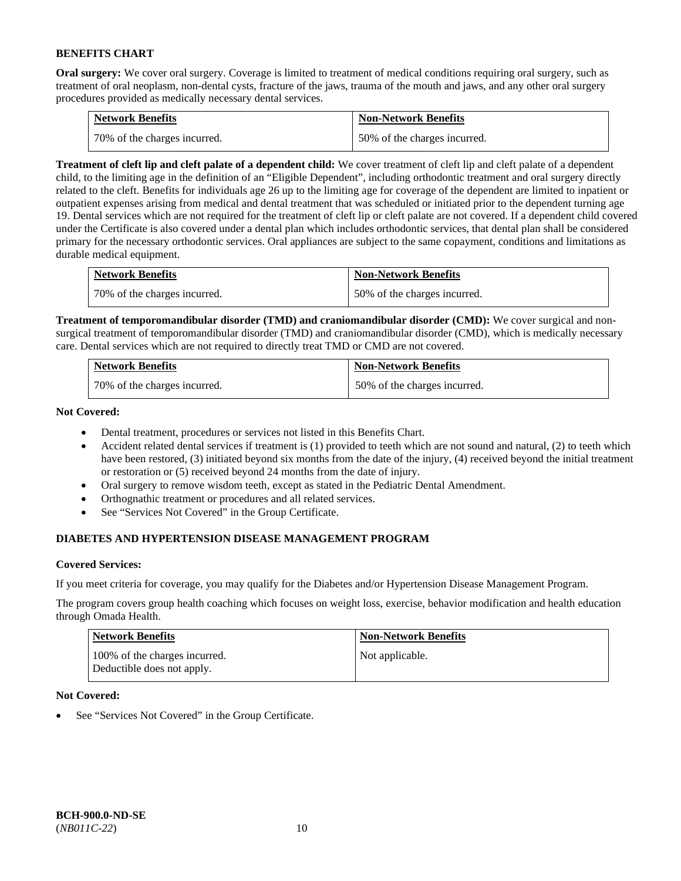**BENEFITS CHART**

**Oral surgery:** We cover oral surgery. Coverage is limited to treatment of medical conditions requiring oral surgery, such as treatment of oral neoplasm, non-dental cysts, fracture of the jaws, trauma of the mouth and jaws, and any other oral surgery procedures provided as medically necessary dental services.

| Network Benefits | Non-Network Benefits |
| --- | --- |
| 70% of the charges incurred. | 50% of the charges incurred. |

**Treatment of cleft lip and cleft palate of a dependent child:** We cover treatment of cleft lip and cleft palate of a dependent child, to the limiting age in the definition of an "Eligible Dependent", including orthodontic treatment and oral surgery directly related to the cleft. Benefits for individuals age 26 up to the limiting age for coverage of the dependent are limited to inpatient or outpatient expenses arising from medical and dental treatment that was scheduled or initiated prior to the dependent turning age 19. Dental services which are not required for the treatment of cleft lip or cleft palate are not covered. If a dependent child covered under the Certificate is also covered under a dental plan which includes orthodontic services, that dental plan shall be considered primary for the necessary orthodontic services. Oral appliances are subject to the same copayment, conditions and limitations as durable medical equipment.

| Network Benefits | Non-Network Benefits |
| --- | --- |
| 70% of the charges incurred. | 50% of the charges incurred. |

**Treatment of temporomandibular disorder (TMD) and craniomandibular disorder (CMD):** We cover surgical and non-surgical treatment of temporomandibular disorder (TMD) and craniomandibular disorder (CMD), which is medically necessary care. Dental services which are not required to directly treat TMD or CMD are not covered.

| Network Benefits | Non-Network Benefits |
| --- | --- |
| 70% of the charges incurred. | 50% of the charges incurred. |

**Not Covered:**

- Dental treatment, procedures or services not listed in this Benefits Chart.
- Accident related dental services if treatment is (1) provided to teeth which are not sound and natural, (2) to teeth which have been restored, (3) initiated beyond six months from the date of the injury, (4) received beyond the initial treatment or restoration or (5) received beyond 24 months from the date of injury.
- Oral surgery to remove wisdom teeth, except as stated in the Pediatric Dental Amendment.
- Orthognathic treatment or procedures and all related services.
- See "Services Not Covered" in the Group Certificate.

**DIABETES AND HYPERTENSION DISEASE MANAGEMENT PROGRAM**

**Covered Services:**

If you meet criteria for coverage, you may qualify for the Diabetes and/or Hypertension Disease Management Program.

The program covers group health coaching which focuses on weight loss, exercise, behavior modification and health education through Omada Health.

| Network Benefits | Non-Network Benefits |
| --- | --- |
| 100% of the charges incurred. Deductible does not apply. | Not applicable. |

**Not Covered:**

- See "Services Not Covered" in the Group Certificate.

**BCH-900.0-ND-SE**
(*NB011C-22*)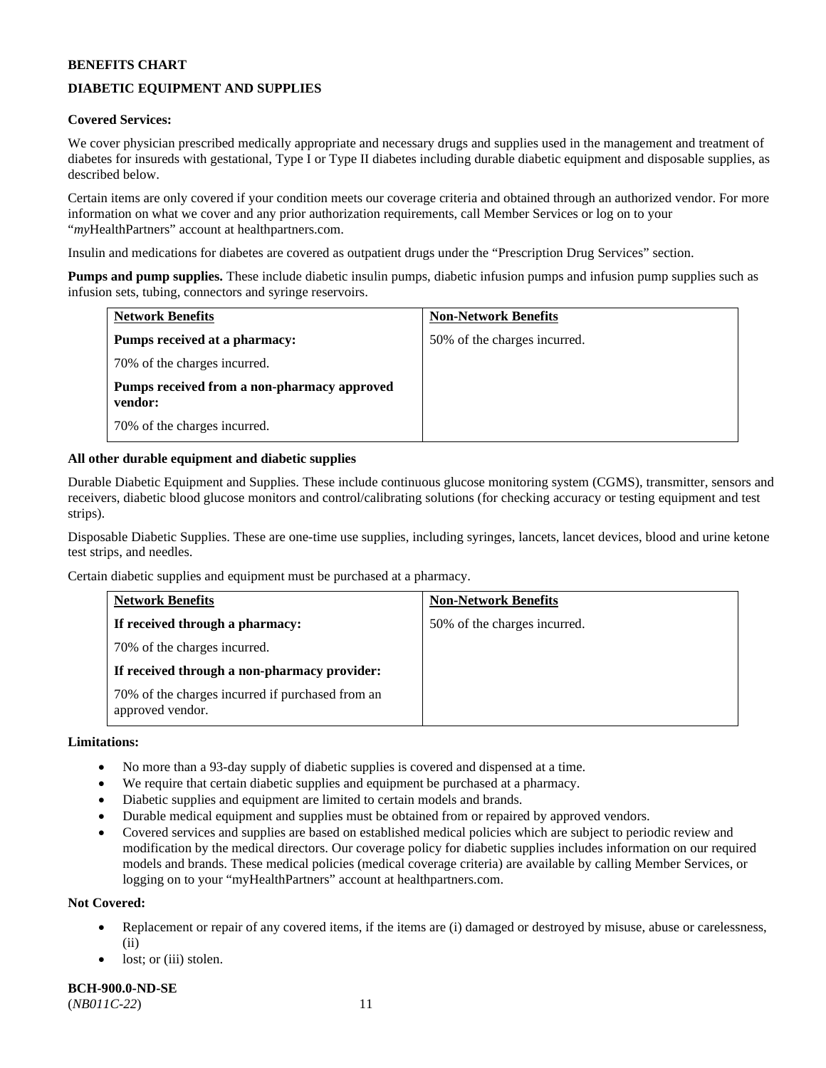**BENEFITS CHART**

**DIABETIC EQUIPMENT AND SUPPLIES**

**Covered Services:**

We cover physician prescribed medically appropriate and necessary drugs and supplies used in the management and treatment of diabetes for insureds with gestational, Type I or Type II diabetes including durable diabetic equipment and disposable supplies, as described below.

Certain items are only covered if your condition meets our coverage criteria and obtained through an authorized vendor. For more information on what we cover and any prior authorization requirements, call Member Services or log on to your "*my*HealthPartners" account at healthpartners.com.

Insulin and medications for diabetes are covered as outpatient drugs under the "Prescription Drug Services" section.

**Pumps and pump supplies.** These include diabetic insulin pumps, diabetic infusion pumps and infusion pump supplies such as infusion sets, tubing, connectors and syringe reservoirs.

| Network Benefits | Non-Network Benefits |
|---|---|
| **Pumps received at a pharmacy:**<br>70% of the charges incurred.<br>**Pumps received from a non-pharmacy approved vendor:**<br>70% of the charges incurred. | 50% of the charges incurred. |

**All other durable equipment and diabetic supplies**

Durable Diabetic Equipment and Supplies. These include continuous glucose monitoring system (CGMS), transmitter, sensors and receivers, diabetic blood glucose monitors and control/calibrating solutions (for checking accuracy or testing equipment and test strips).

Disposable Diabetic Supplies. These are one-time use supplies, including syringes, lancets, lancet devices, blood and urine ketone test strips, and needles.

Certain diabetic supplies and equipment must be purchased at a pharmacy.

| Network Benefits | Non-Network Benefits |
|---|---|
| **If received through a pharmacy:**<br>70% of the charges incurred.<br>**If received through a non-pharmacy provider:**<br>70% of the charges incurred if purchased from an approved vendor. | 50% of the charges incurred. |

**Limitations:**

- No more than a 93-day supply of diabetic supplies is covered and dispensed at a time.
- We require that certain diabetic supplies and equipment be purchased at a pharmacy.
- Diabetic supplies and equipment are limited to certain models and brands.
- Durable medical equipment and supplies must be obtained from or repaired by approved vendors.
- Covered services and supplies are based on established medical policies which are subject to periodic review and modification by the medical directors. Our coverage policy for diabetic supplies includes information on our required models and brands. These medical policies (medical coverage criteria) are available by calling Member Services, or logging on to your "myHealthPartners" account at healthpartners.com.

**Not Covered:**

- Replacement or repair of any covered items, if the items are (i) damaged or destroyed by misuse, abuse or carelessness, (ii)
- lost; or (iii) stolen.

**BCH-900.0-ND-SE**
(*NB011C-22*)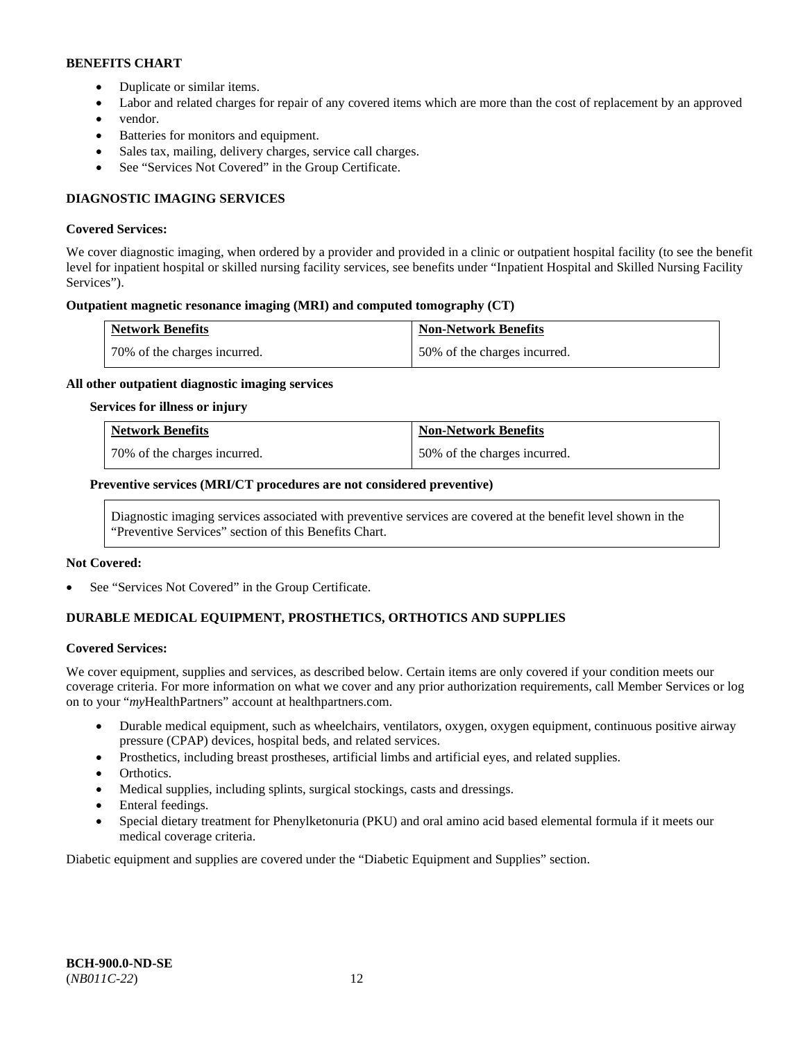**BENEFITS CHART**

- Duplicate or similar items.
- Labor and related charges for repair of any covered items which are more than the cost of replacement by an approved
- vendor.
- Batteries for monitors and equipment.
- Sales tax, mailing, delivery charges, service call charges.
- See "Services Not Covered" in the Group Certificate.

### DIAGNOSTIC IMAGING SERVICES

**Covered Services:**

We cover diagnostic imaging, when ordered by a provider and provided in a clinic or outpatient hospital facility (to see the benefit level for inpatient hospital or skilled nursing facility services, see benefits under "Inpatient Hospital and Skilled Nursing Facility Services").

**Outpatient magnetic resonance imaging (MRI) and computed tomography (CT)**

| Network Benefits | Non-Network Benefits |
|---|---|
| 70% of the charges incurred. | 50% of the charges incurred. |

**All other outpatient diagnostic imaging services**

**Services for illness or injury**

| Network Benefits | Non-Network Benefits |
|---|---|
| 70% of the charges incurred. | 50% of the charges incurred. |

**Preventive services (MRI/CT procedures are not considered preventive)**

Diagnostic imaging services associated with preventive services are covered at the benefit level shown in the "Preventive Services" section of this Benefits Chart.

**Not Covered:**

- See "Services Not Covered" in the Group Certificate.

### DURABLE MEDICAL EQUIPMENT, PROSTHETICS, ORTHOTICS AND SUPPLIES

**Covered Services:**

We cover equipment, supplies and services, as described below. Certain items are only covered if your condition meets our coverage criteria. For more information on what we cover and any prior authorization requirements, call Member Services or log on to your "*my*HealthPartners" account at healthpartners.com.

- Durable medical equipment, such as wheelchairs, ventilators, oxygen, oxygen equipment, continuous positive airway pressure (CPAP) devices, hospital beds, and related services.
- Prosthetics, including breast prostheses, artificial limbs and artificial eyes, and related supplies.
- Orthotics.
- Medical supplies, including splints, surgical stockings, casts and dressings.
- Enteral feedings.
- Special dietary treatment for Phenylketonuria (PKU) and oral amino acid based elemental formula if it meets our medical coverage criteria.

Diabetic equipment and supplies are covered under the "Diabetic Equipment and Supplies" section.

**BCH-900.0-ND-SE**
(*NB011C-22*)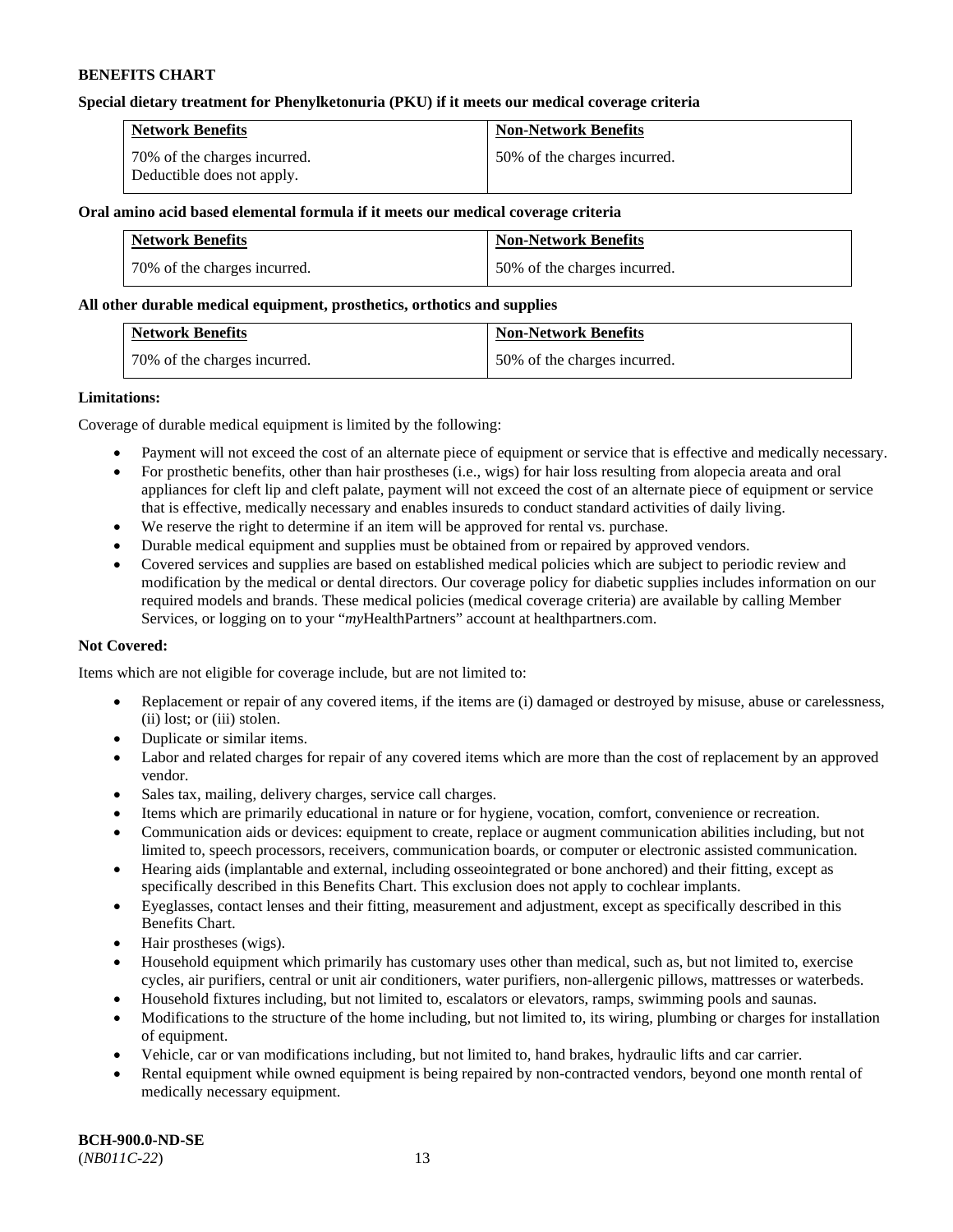**BENEFITS CHART**

**Special dietary treatment for Phenylketonuria (PKU) if it meets our medical coverage criteria**

| Network Benefits | Non-Network Benefits |
| --- | --- |
| 70% of the charges incurred.<br>Deductible does not apply. | 50% of the charges incurred. |

**Oral amino acid based elemental formula if it meets our medical coverage criteria**

| Network Benefits | Non-Network Benefits |
| --- | --- |
| 70% of the charges incurred. | 50% of the charges incurred. |

**All other durable medical equipment, prosthetics, orthotics and supplies**

| Network Benefits | Non-Network Benefits |
| --- | --- |
| 70% of the charges incurred. | 50% of the charges incurred. |

**Limitations:**

Coverage of durable medical equipment is limited by the following:

- Payment will not exceed the cost of an alternate piece of equipment or service that is effective and medically necessary.
- For prosthetic benefits, other than hair prostheses (i.e., wigs) for hair loss resulting from alopecia areata and oral appliances for cleft lip and cleft palate, payment will not exceed the cost of an alternate piece of equipment or service that is effective, medically necessary and enables insureds to conduct standard activities of daily living.
- We reserve the right to determine if an item will be approved for rental vs. purchase.
- Durable medical equipment and supplies must be obtained from or repaired by approved vendors.
- Covered services and supplies are based on established medical policies which are subject to periodic review and modification by the medical or dental directors. Our coverage policy for diabetic supplies includes information on our required models and brands. These medical policies (medical coverage criteria) are available by calling Member Services, or logging on to your "*my*HealthPartners" account at healthpartners.com.

**Not Covered:**

Items which are not eligible for coverage include, but are not limited to:

- Replacement or repair of any covered items, if the items are (i) damaged or destroyed by misuse, abuse or carelessness, (ii) lost; or (iii) stolen.
- Duplicate or similar items.
- Labor and related charges for repair of any covered items which are more than the cost of replacement by an approved vendor.
- Sales tax, mailing, delivery charges, service call charges.
- Items which are primarily educational in nature or for hygiene, vocation, comfort, convenience or recreation.
- Communication aids or devices: equipment to create, replace or augment communication abilities including, but not limited to, speech processors, receivers, communication boards, or computer or electronic assisted communication.
- Hearing aids (implantable and external, including osseointegrated or bone anchored) and their fitting, except as specifically described in this Benefits Chart. This exclusion does not apply to cochlear implants.
- Eyeglasses, contact lenses and their fitting, measurement and adjustment, except as specifically described in this Benefits Chart.
- Hair prostheses (wigs).
- Household equipment which primarily has customary uses other than medical, such as, but not limited to, exercise cycles, air purifiers, central or unit air conditioners, water purifiers, non-allergenic pillows, mattresses or waterbeds.
- Household fixtures including, but not limited to, escalators or elevators, ramps, swimming pools and saunas.
- Modifications to the structure of the home including, but not limited to, its wiring, plumbing or charges for installation of equipment.
- Vehicle, car or van modifications including, but not limited to, hand brakes, hydraulic lifts and car carrier.
- Rental equipment while owned equipment is being repaired by non-contracted vendors, beyond one month rental of medically necessary equipment.

**BCH-900.0-ND-SE**
(*NB011C-22*)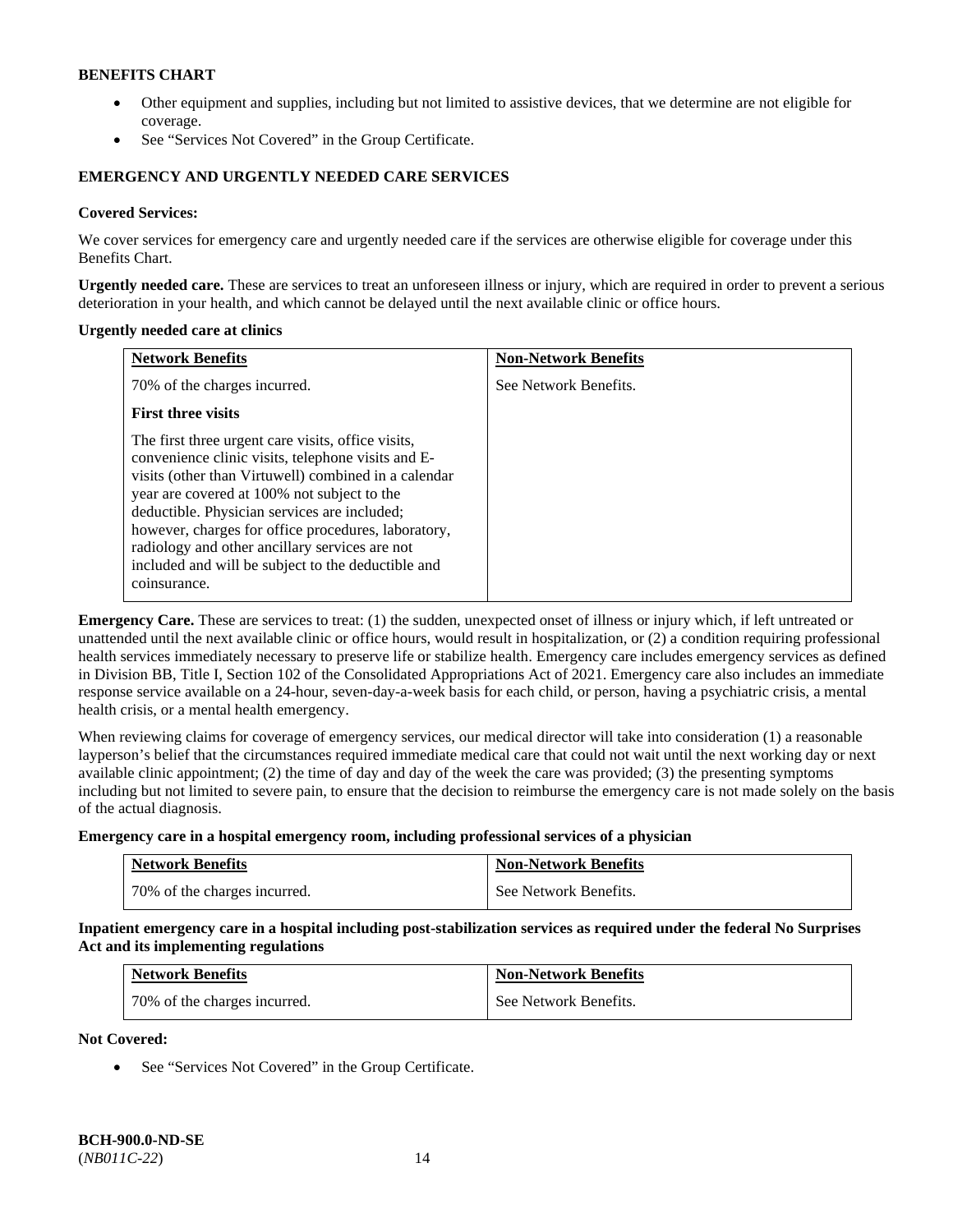- Other equipment and supplies, including but not limited to assistive devices, that we determine are not eligible for coverage.
- See "Services Not Covered" in the Group Certificate.

### EMERGENCY AND URGENTLY NEEDED CARE SERVICES

**Covered Services:**

We cover services for emergency care and urgently needed care if the services are otherwise eligible for coverage under this Benefits Chart.

**Urgently needed care.** These are services to treat an unforeseen illness or injury, which are required in order to prevent a serious deterioration in your health, and which cannot be delayed until the next available clinic or office hours.

**Urgently needed care at clinics**

| Network Benefits | Non-Network Benefits |
|---|---|
| 70% of the charges incurred.<br><br>**First three visits**<br><br>The first three urgent care visits, office visits, convenience clinic visits, telephone visits and E-visits (other than Virtuwell) combined in a calendar year are covered at 100% not subject to the deductible. Physician services are included; however, charges for office procedures, laboratory, radiology and other ancillary services are not included and will be subject to the deductible and coinsurance. | See Network Benefits. |

**Emergency Care.** These are services to treat: (1) the sudden, unexpected onset of illness or injury which, if left untreated or unattended until the next available clinic or office hours, would result in hospitalization, or (2) a condition requiring professional health services immediately necessary to preserve life or stabilize health. Emergency care includes emergency services as defined in Division BB, Title I, Section 102 of the Consolidated Appropriations Act of 2021. Emergency care also includes an immediate response service available on a 24-hour, seven-day-a-week basis for each child, or person, having a psychiatric crisis, a mental health crisis, or a mental health emergency.

When reviewing claims for coverage of emergency services, our medical director will take into consideration (1) a reasonable layperson's belief that the circumstances required immediate medical care that could not wait until the next working day or next available clinic appointment; (2) the time of day and day of the week the care was provided; (3) the presenting symptoms including but not limited to severe pain, to ensure that the decision to reimburse the emergency care is not made solely on the basis of the actual diagnosis.

**Emergency care in a hospital emergency room, including professional services of a physician**

| Network Benefits | Non-Network Benefits |
|---|---|
| 70% of the charges incurred. | See Network Benefits. |

**Inpatient emergency care in a hospital including post-stabilization services as required under the federal No Surprises Act and its implementing regulations**

| Network Benefits | Non-Network Benefits |
|---|---|
| 70% of the charges incurred. | See Network Benefits. |

**Not Covered:**

- See "Services Not Covered" in the Group Certificate.

**BCH-900.0-ND-SE**
(*NB011C-22*)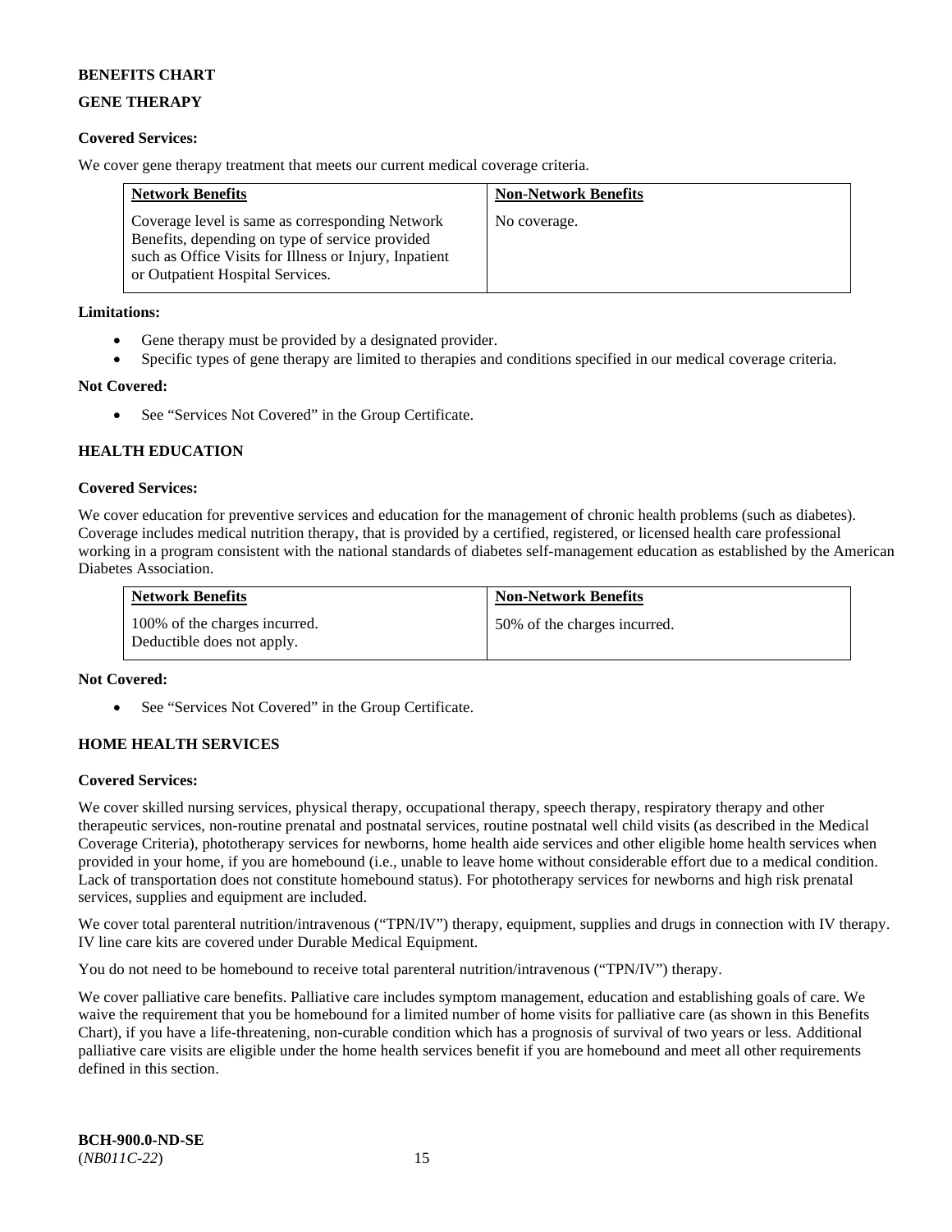**BENEFITS CHART**

**GENE THERAPY**

**Covered Services:**

We cover gene therapy treatment that meets our current medical coverage criteria.

| Network Benefits | Non-Network Benefits |
| --- | --- |
| Coverage level is same as corresponding Network Benefits, depending on type of service provided such as Office Visits for Illness or Injury, Inpatient or Outpatient Hospital Services. | No coverage. |

**Limitations:**

- Gene therapy must be provided by a designated provider.
- Specific types of gene therapy are limited to therapies and conditions specified in our medical coverage criteria.

**Not Covered:**

- See "Services Not Covered" in the Group Certificate.

**HEALTH EDUCATION**

**Covered Services:**

We cover education for preventive services and education for the management of chronic health problems (such as diabetes). Coverage includes medical nutrition therapy, that is provided by a certified, registered, or licensed health care professional working in a program consistent with the national standards of diabetes self-management education as established by the American Diabetes Association.

| Network Benefits | Non-Network Benefits |
| --- | --- |
| 100% of the charges incurred. Deductible does not apply. | 50% of the charges incurred. |

**Not Covered:**

- See "Services Not Covered" in the Group Certificate.

**HOME HEALTH SERVICES**

**Covered Services:**

We cover skilled nursing services, physical therapy, occupational therapy, speech therapy, respiratory therapy and other therapeutic services, non-routine prenatal and postnatal services, routine postnatal well child visits (as described in the Medical Coverage Criteria), phototherapy services for newborns, home health aide services and other eligible home health services when provided in your home, if you are homebound (i.e., unable to leave home without considerable effort due to a medical condition. Lack of transportation does not constitute homebound status). For phototherapy services for newborns and high risk prenatal services, supplies and equipment are included.

We cover total parenteral nutrition/intravenous ("TPN/IV") therapy, equipment, supplies and drugs in connection with IV therapy. IV line care kits are covered under Durable Medical Equipment.

You do not need to be homebound to receive total parenteral nutrition/intravenous ("TPN/IV") therapy.

We cover palliative care benefits. Palliative care includes symptom management, education and establishing goals of care. We waive the requirement that you be homebound for a limited number of home visits for palliative care (as shown in this Benefits Chart), if you have a life-threatening, non-curable condition which has a prognosis of survival of two years or less. Additional palliative care visits are eligible under the home health services benefit if you are homebound and meet all other requirements defined in this section.

**BCH-900.0-ND-SE**
(*NB011C-22*)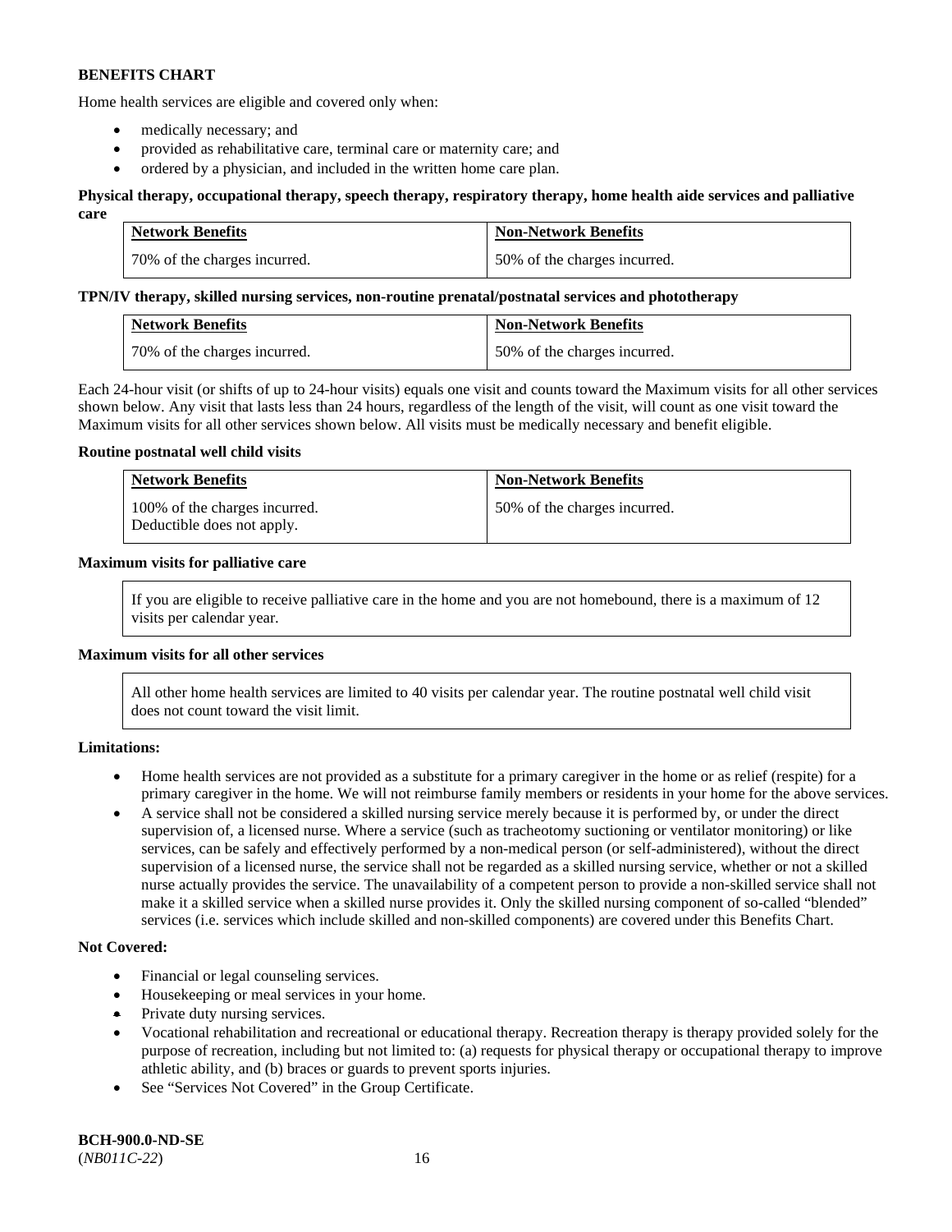**BENEFITS CHART**

Home health services are eligible and covered only when:

- medically necessary; and
- provided as rehabilitative care, terminal care or maternity care; and
- ordered by a physician, and included in the written home care plan.

**Physical therapy, occupational therapy, speech therapy, respiratory therapy, home health aide services and palliative care**

| Network Benefits | Non-Network Benefits |
|---|---|
| 70% of the charges incurred. | 50% of the charges incurred. |

**TPN/IV therapy, skilled nursing services, non-routine prenatal/postnatal services and phototherapy**

| Network Benefits | Non-Network Benefits |
|---|---|
| 70% of the charges incurred. | 50% of the charges incurred. |

Each 24-hour visit (or shifts of up to 24-hour visits) equals one visit and counts toward the Maximum visits for all other services shown below. Any visit that lasts less than 24 hours, regardless of the length of the visit, will count as one visit toward the Maximum visits for all other services shown below. All visits must be medically necessary and benefit eligible.

**Routine postnatal well child visits**

| Network Benefits | Non-Network Benefits |
|---|---|
| 100% of the charges incurred. Deductible does not apply. | 50% of the charges incurred. |

**Maximum visits for palliative care**

If you are eligible to receive palliative care in the home and you are not homebound, there is a maximum of 12 visits per calendar year.

**Maximum visits for all other services**

All other home health services are limited to 40 visits per calendar year. The routine postnatal well child visit does not count toward the visit limit.

**Limitations:**

- Home health services are not provided as a substitute for a primary caregiver in the home or as relief (respite) for a primary caregiver in the home. We will not reimburse family members or residents in your home for the above services.
- A service shall not be considered a skilled nursing service merely because it is performed by, or under the direct supervision of, a licensed nurse. Where a service (such as tracheotomy suctioning or ventilator monitoring) or like services, can be safely and effectively performed by a non-medical person (or self-administered), without the direct supervision of a licensed nurse, the service shall not be regarded as a skilled nursing service, whether or not a skilled nurse actually provides the service. The unavailability of a competent person to provide a non-skilled service shall not make it a skilled service when a skilled nurse provides it. Only the skilled nursing component of so-called "blended" services (i.e. services which include skilled and non-skilled components) are covered under this Benefits Chart.

**Not Covered:**

- Financial or legal counseling services.
- Housekeeping or meal services in your home.
- Private duty nursing services.
- Vocational rehabilitation and recreational or educational therapy. Recreation therapy is therapy provided solely for the purpose of recreation, including but not limited to: (a) requests for physical therapy or occupational therapy to improve athletic ability, and (b) braces or guards to prevent sports injuries.
- See "Services Not Covered" in the Group Certificate.

**BCH-900.0-ND-SE**
(*NB011C-22*)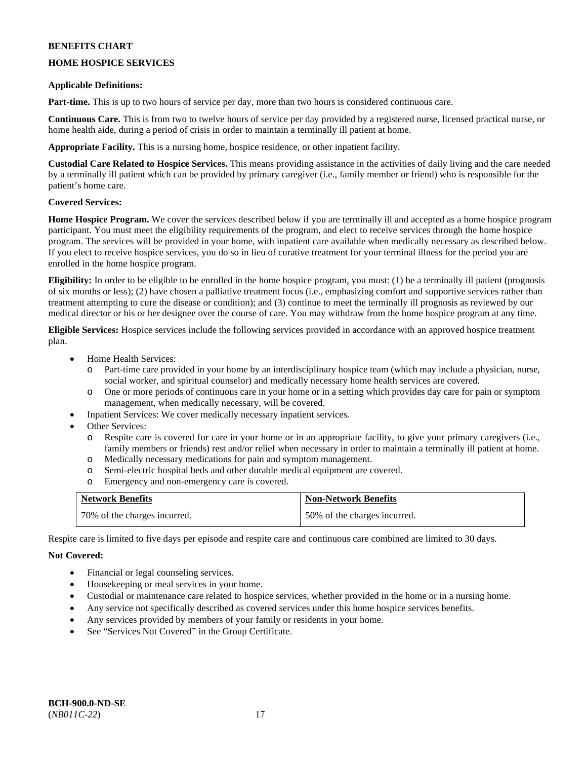**BENEFITS CHART**

**HOME HOSPICE SERVICES**

**Applicable Definitions:**

**Part-time.** This is up to two hours of service per day, more than two hours is considered continuous care.

**Continuous Care.** This is from two to twelve hours of service per day provided by a registered nurse, licensed practical nurse, or home health aide, during a period of crisis in order to maintain a terminally ill patient at home.

**Appropriate Facility.** This is a nursing home, hospice residence, or other inpatient facility.

**Custodial Care Related to Hospice Services.** This means providing assistance in the activities of daily living and the care needed by a terminally ill patient which can be provided by primary caregiver (i.e., family member or friend) who is responsible for the patient's home care.

**Covered Services:**

**Home Hospice Program.** We cover the services described below if you are terminally ill and accepted as a home hospice program participant. You must meet the eligibility requirements of the program, and elect to receive services through the home hospice program. The services will be provided in your home, with inpatient care available when medically necessary as described below. If you elect to receive hospice services, you do so in lieu of curative treatment for your terminal illness for the period you are enrolled in the home hospice program.

**Eligibility:** In order to be eligible to be enrolled in the home hospice program, you must: (1) be a terminally ill patient (prognosis of six months or less); (2) have chosen a palliative treatment focus (i.e., emphasizing comfort and supportive services rather than treatment attempting to cure the disease or condition); and (3) continue to meet the terminally ill prognosis as reviewed by our medical director or his or her designee over the course of care. You may withdraw from the home hospice program at any time.

**Eligible Services:** Hospice services include the following services provided in accordance with an approved hospice treatment plan.

- Home Health Services:
  - Part-time care provided in your home by an interdisciplinary hospice team (which may include a physician, nurse, social worker, and spiritual counselor) and medically necessary home health services are covered.
  - One or more periods of continuous care in your home or in a setting which provides day care for pain or symptom management, when medically necessary, will be covered.
- Inpatient Services: We cover medically necessary inpatient services.
- Other Services:
  - Respite care is covered for care in your home or in an appropriate facility, to give your primary caregivers (i.e., family members or friends) rest and/or relief when necessary in order to maintain a terminally ill patient at home.
  - Medically necessary hospital medications for pain and symptom management.
  - Semi-electric hospital beds and other durable medical equipment are covered.
  - Emergency and non-emergency care is covered.

| Network Benefits | Non-Network Benefits |
|---|---|
| 70% of the charges incurred. | 50% of the charges incurred. |

Respite care is limited to five days per episode and respite care and continuous care combined are limited to 30 days.

**Not Covered:**

- Financial or legal counseling services.
- Housekeeping or meal services in your home.
- Custodial or maintenance care related to hospice services, whether provided in the home or in a nursing home.
- Any service not specifically described as covered services under this home hospice services benefits.
- Any services provided by members of your family or residents in your home.
- See "Services Not Covered" in the Group Certificate.

**BCH-900.0-ND-SE**
(*NB011C-22*)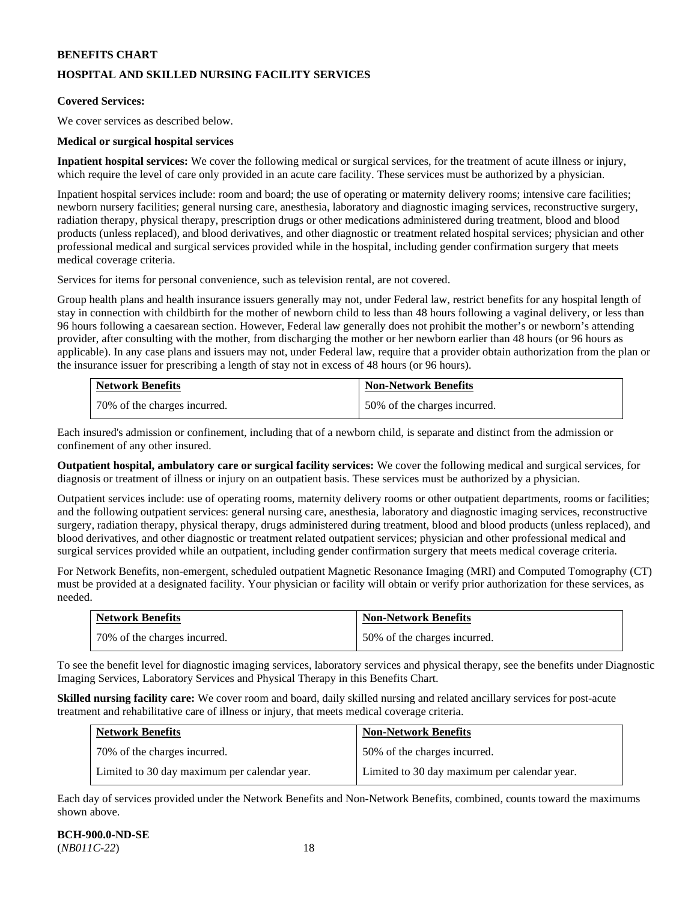# BENEFITS CHART

## HOSPITAL AND SKILLED NURSING FACILITY SERVICES

**Covered Services:**

We cover services as described below.

**Medical or surgical hospital services**

**Inpatient hospital services:** We cover the following medical or surgical services, for the treatment of acute illness or injury, which require the level of care only provided in an acute care facility. These services must be authorized by a physician.

Inpatient hospital services include: room and board; the use of operating or maternity delivery rooms; intensive care facilities; newborn nursery facilities; general nursing care, anesthesia, laboratory and diagnostic imaging services, reconstructive surgery, radiation therapy, physical therapy, prescription drugs or other medications administered during treatment, blood and blood products (unless replaced), and blood derivatives, and other diagnostic or treatment related hospital services; physician and other professional medical and surgical services provided while in the hospital, including gender confirmation surgery that meets medical coverage criteria.

Services for items for personal convenience, such as television rental, are not covered.

Group health plans and health insurance issuers generally may not, under Federal law, restrict benefits for any hospital length of stay in connection with childbirth for the mother of newborn child to less than 48 hours following a vaginal delivery, or less than 96 hours following a caesarean section. However, Federal law generally does not prohibit the mother's or newborn's attending provider, after consulting with the mother, from discharging the mother or her newborn earlier than 48 hours (or 96 hours as applicable). In any case plans and issuers may not, under Federal law, require that a provider obtain authorization from the plan or the insurance issuer for prescribing a length of stay not in excess of 48 hours (or 96 hours).

| Network Benefits | Non-Network Benefits |
|---|---|
| 70% of the charges incurred. | 50% of the charges incurred. |

Each insured's admission or confinement, including that of a newborn child, is separate and distinct from the admission or confinement of any other insured.

**Outpatient hospital, ambulatory care or surgical facility services:** We cover the following medical and surgical services, for diagnosis or treatment of illness or injury on an outpatient basis. These services must be authorized by a physician.

Outpatient services include: use of operating rooms, maternity delivery rooms or other outpatient departments, rooms or facilities; and the following outpatient services: general nursing care, anesthesia, laboratory and diagnostic imaging services, reconstructive surgery, radiation therapy, physical therapy, drugs administered during treatment, blood and blood products (unless replaced), and blood derivatives, and other diagnostic or treatment related outpatient services; physician and other professional medical and surgical services provided while an outpatient, including gender confirmation surgery that meets medical coverage criteria.

For Network Benefits, non-emergent, scheduled outpatient Magnetic Resonance Imaging (MRI) and Computed Tomography (CT) must be provided at a designated facility. Your physician or facility will obtain or verify prior authorization for these services, as needed.

| Network Benefits | Non-Network Benefits |
|---|---|
| 70% of the charges incurred. | 50% of the charges incurred. |

To see the benefit level for diagnostic imaging services, laboratory services and physical therapy, see the benefits under Diagnostic Imaging Services, Laboratory Services and Physical Therapy in this Benefits Chart.

**Skilled nursing facility care:** We cover room and board, daily skilled nursing and related ancillary services for post-acute treatment and rehabilitative care of illness or injury, that meets medical coverage criteria.

| Network Benefits | Non-Network Benefits |
|---|---|
| 70% of the charges incurred. | 50% of the charges incurred. |
| Limited to 30 day maximum per calendar year. | Limited to 30 day maximum per calendar year. |

Each day of services provided under the Network Benefits and Non-Network Benefits, combined, counts toward the maximums shown above.

**BCH-900.0-ND-SE**
(*NB011C-22*)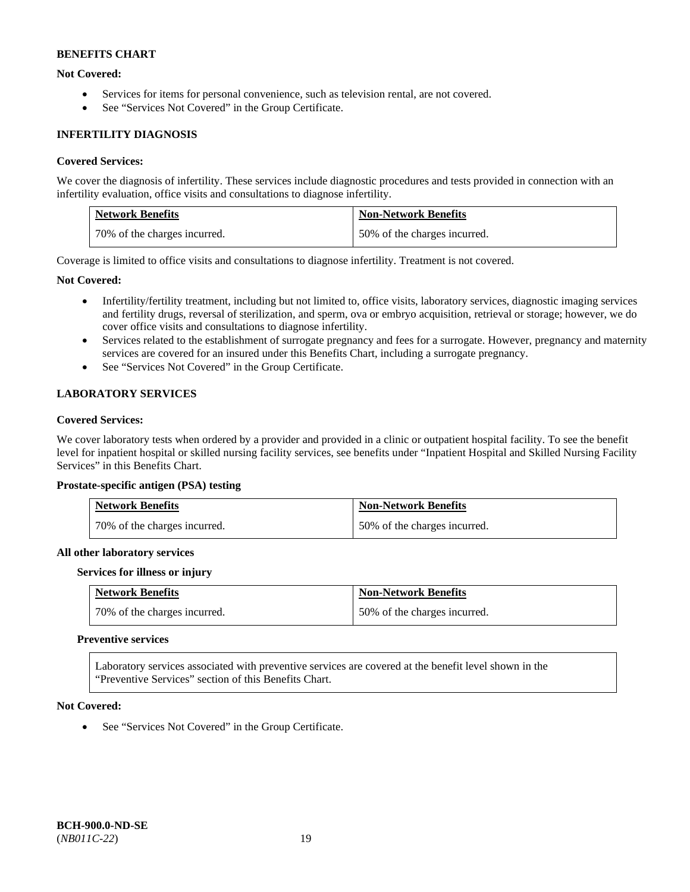**BENEFITS CHART**

**Not Covered:**

- Services for items for personal convenience, such as television rental, are not covered.
- See "Services Not Covered" in the Group Certificate.

**INFERTILITY DIAGNOSIS**

**Covered Services:**

We cover the diagnosis of infertility. These services include diagnostic procedures and tests provided in connection with an infertility evaluation, office visits and consultations to diagnose infertility.

| Network Benefits | Non-Network Benefits |
|---|---|
| 70% of the charges incurred. | 50% of the charges incurred. |

Coverage is limited to office visits and consultations to diagnose infertility. Treatment is not covered.

**Not Covered:**

- Infertility/fertility treatment, including but not limited to, office visits, laboratory services, diagnostic imaging services and fertility drugs, reversal of sterilization, and sperm, ova or embryo acquisition, retrieval or storage; however, we do cover office visits and consultations to diagnose infertility.
- Services related to the establishment of surrogate pregnancy and fees for a surrogate. However, pregnancy and maternity services are covered for an insured under this Benefits Chart, including a surrogate pregnancy.
- See "Services Not Covered" in the Group Certificate.

**LABORATORY SERVICES**

**Covered Services:**

We cover laboratory tests when ordered by a provider and provided in a clinic or outpatient hospital facility. To see the benefit level for inpatient hospital or skilled nursing facility services, see benefits under "Inpatient Hospital and Skilled Nursing Facility Services" in this Benefits Chart.

**Prostate-specific antigen (PSA) testing**

| Network Benefits | Non-Network Benefits |
|---|---|
| 70% of the charges incurred. | 50% of the charges incurred. |

**All other laboratory services**

**Services for illness or injury**

| Network Benefits | Non-Network Benefits |
|---|---|
| 70% of the charges incurred. | 50% of the charges incurred. |

**Preventive services**

Laboratory services associated with preventive services are covered at the benefit level shown in the "Preventive Services" section of this Benefits Chart.

**Not Covered:**

- See "Services Not Covered" in the Group Certificate.

**BCH-900.0-ND-SE**
(*NB011C-22*)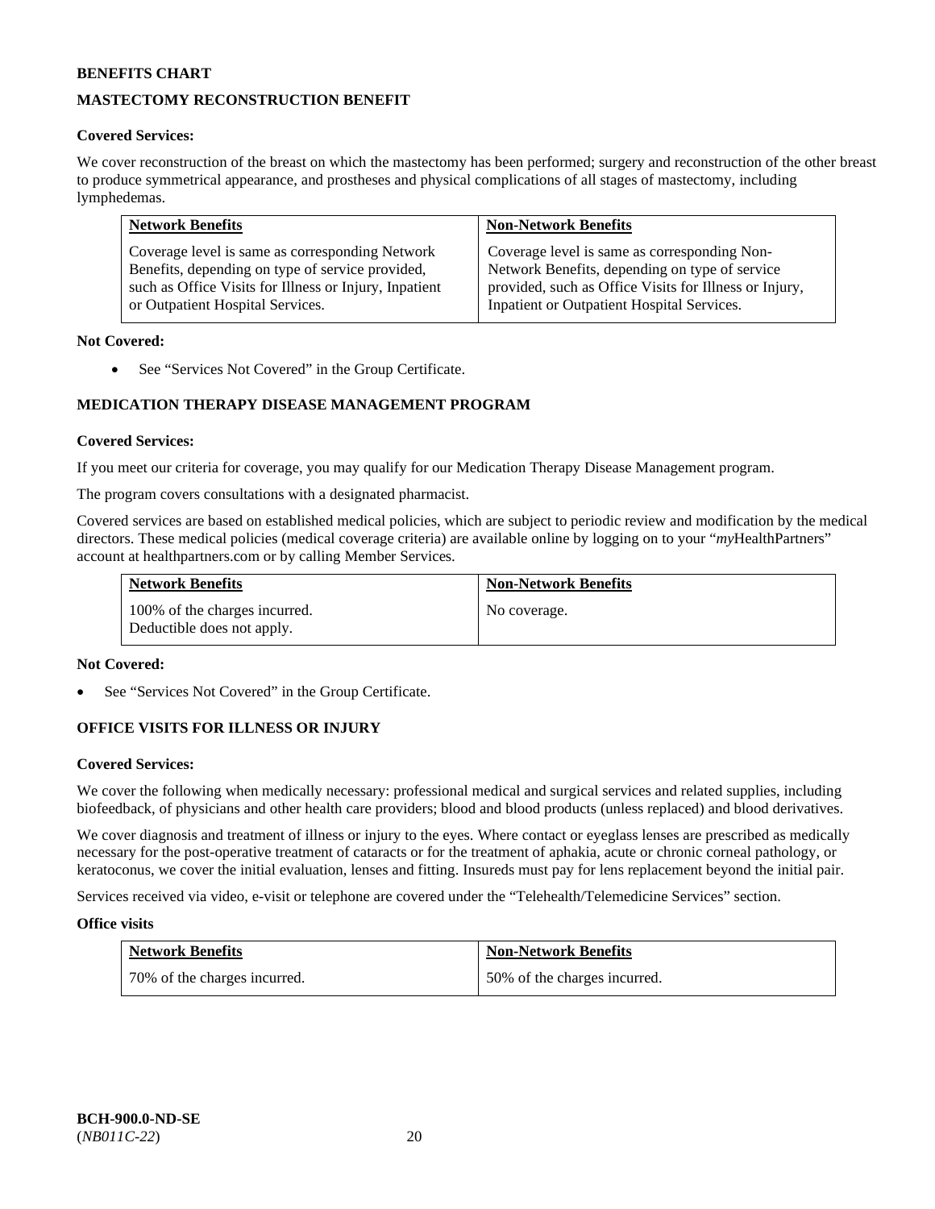**BENEFITS CHART**

## MASTECTOMY RECONSTRUCTION BENEFIT

**Covered Services:**

We cover reconstruction of the breast on which the mastectomy has been performed; surgery and reconstruction of the other breast to produce symmetrical appearance, and prostheses and physical complications of all stages of mastectomy, including lymphedemas.

| Network Benefits | Non-Network Benefits |
|---|---|
| Coverage level is same as corresponding Network Benefits, depending on type of service provided, such as Office Visits for Illness or Injury, Inpatient or Outpatient Hospital Services. | Coverage level is same as corresponding Non-Network Benefits, depending on type of service provided, such as Office Visits for Illness or Injury, Inpatient or Outpatient Hospital Services. |

**Not Covered:**

- See "Services Not Covered" in the Group Certificate.

## MEDICATION THERAPY DISEASE MANAGEMENT PROGRAM

**Covered Services:**

If you meet our criteria for coverage, you may qualify for our Medication Therapy Disease Management program.

The program covers consultations with a designated pharmacist.

Covered services are based on established medical policies, which are subject to periodic review and modification by the medical directors. These medical policies (medical coverage criteria) are available online by logging on to your "*my*HealthPartners" account at healthpartners.com or by calling Member Services.

| Network Benefits | Non-Network Benefits |
|---|---|
| 100% of the charges incurred. Deductible does not apply. | No coverage. |

**Not Covered:**

- See "Services Not Covered" in the Group Certificate.

## OFFICE VISITS FOR ILLNESS OR INJURY

**Covered Services:**

We cover the following when medically necessary: professional medical and surgical services and related supplies, including biofeedback, of physicians and other health care providers; blood and blood products (unless replaced) and blood derivatives.

We cover diagnosis and treatment of illness or injury to the eyes. Where contact or eyeglass lenses are prescribed as medically necessary for the post-operative treatment of cataracts or for the treatment of aphakia, acute or chronic corneal pathology, or keratoconus, we cover the initial evaluation, lenses and fitting. Insureds must pay for lens replacement beyond the initial pair.

Services received via video, e-visit or telephone are covered under the "Telehealth/Telemedicine Services" section.

**Office visits**

| Network Benefits | Non-Network Benefits |
|---|---|
| 70% of the charges incurred. | 50% of the charges incurred. |

**BCH-900.0-ND-SE**
(*NB011C-22*)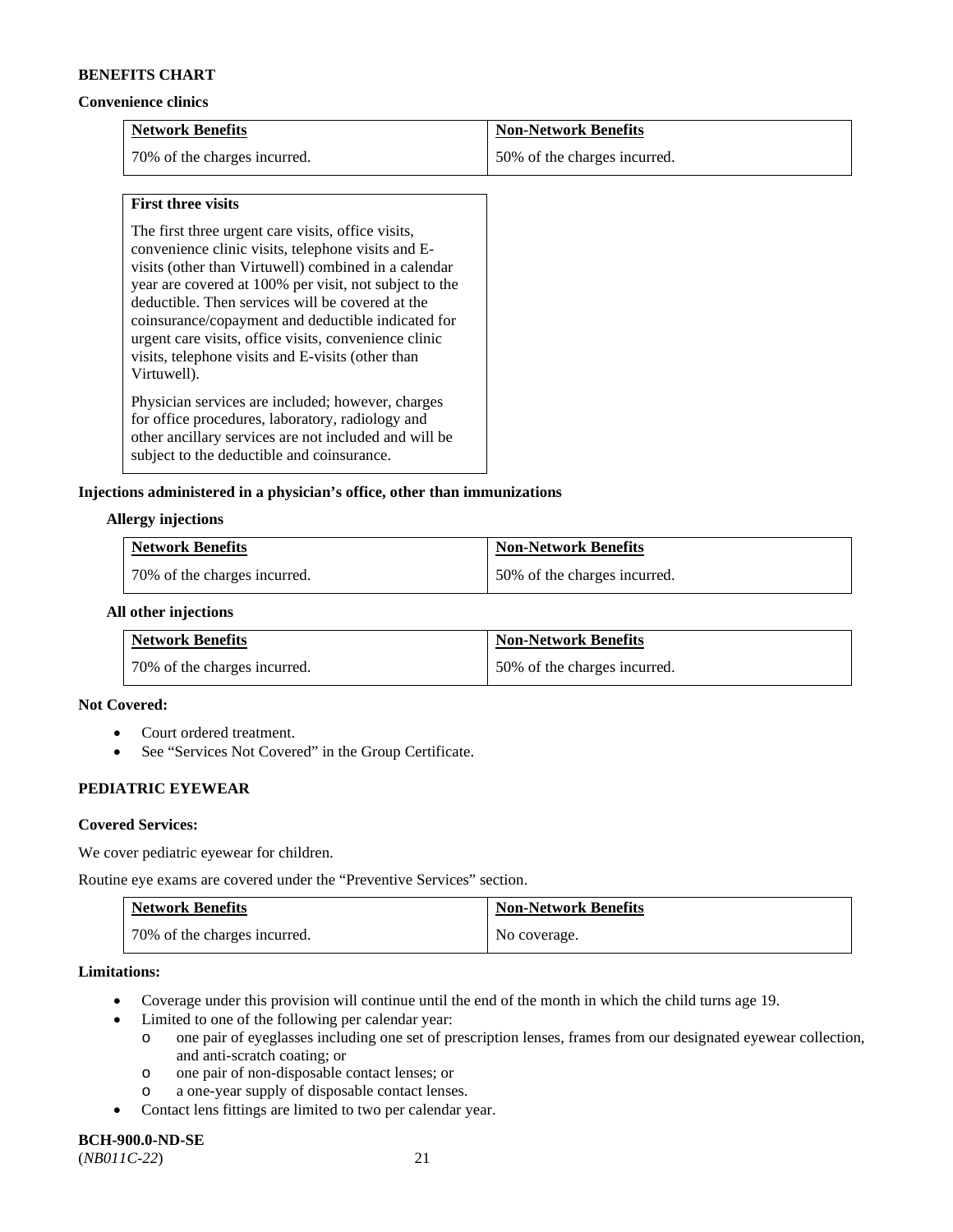**BENEFITS CHART**

**Convenience clinics**

| Network Benefits | Non-Network Benefits |
|---|---|
| 70% of the charges incurred. | 50% of the charges incurred. |

| **First three visits** |
|---|
| The first three urgent care visits, office visits, convenience clinic visits, telephone visits and E-visits (other than Virtuwell) combined in a calendar year are covered at 100% per visit, not subject to the deductible. Then services will be covered at the coinsurance/copayment and deductible indicated for urgent care visits, office visits, convenience clinic visits, telephone visits and E-visits (other than Virtuwell). Physician services are included; however, charges for office procedures, laboratory, radiology and other ancillary services are not included and will be subject to the deductible and coinsurance. |

**Injections administered in a physician's office, other than immunizations**

**Allergy injections**

| Network Benefits | Non-Network Benefits |
|---|---|
| 70% of the charges incurred. | 50% of the charges incurred. |

**All other injections**

| Network Benefits | Non-Network Benefits |
|---|---|
| 70% of the charges incurred. | 50% of the charges incurred. |

**Not Covered:**

- Court ordered treatment.
- See "Services Not Covered" in the Group Certificate.

## PEDIATRIC EYEWEAR

**Covered Services:**

We cover pediatric eyewear for children.

Routine eye exams are covered under the "Preventive Services" section.

| Network Benefits | Non-Network Benefits |
|---|---|
| 70% of the charges incurred. | No coverage. |

**Limitations:**

- Coverage under this provision will continue until the end of the month in which the child turns age 19.
- Limited to one of the following per calendar year:
  - one pair of eyeglasses including one set of prescription lenses, frames from our designated eyewear collection, and anti-scratch coating; or
  - one pair of non-disposable contact lenses; or
  - a one-year supply of disposable contact lenses.
- Contact lens fittings are limited to two per calendar year.

**BCH-900.0-ND-SE**
(*NB011C-22*)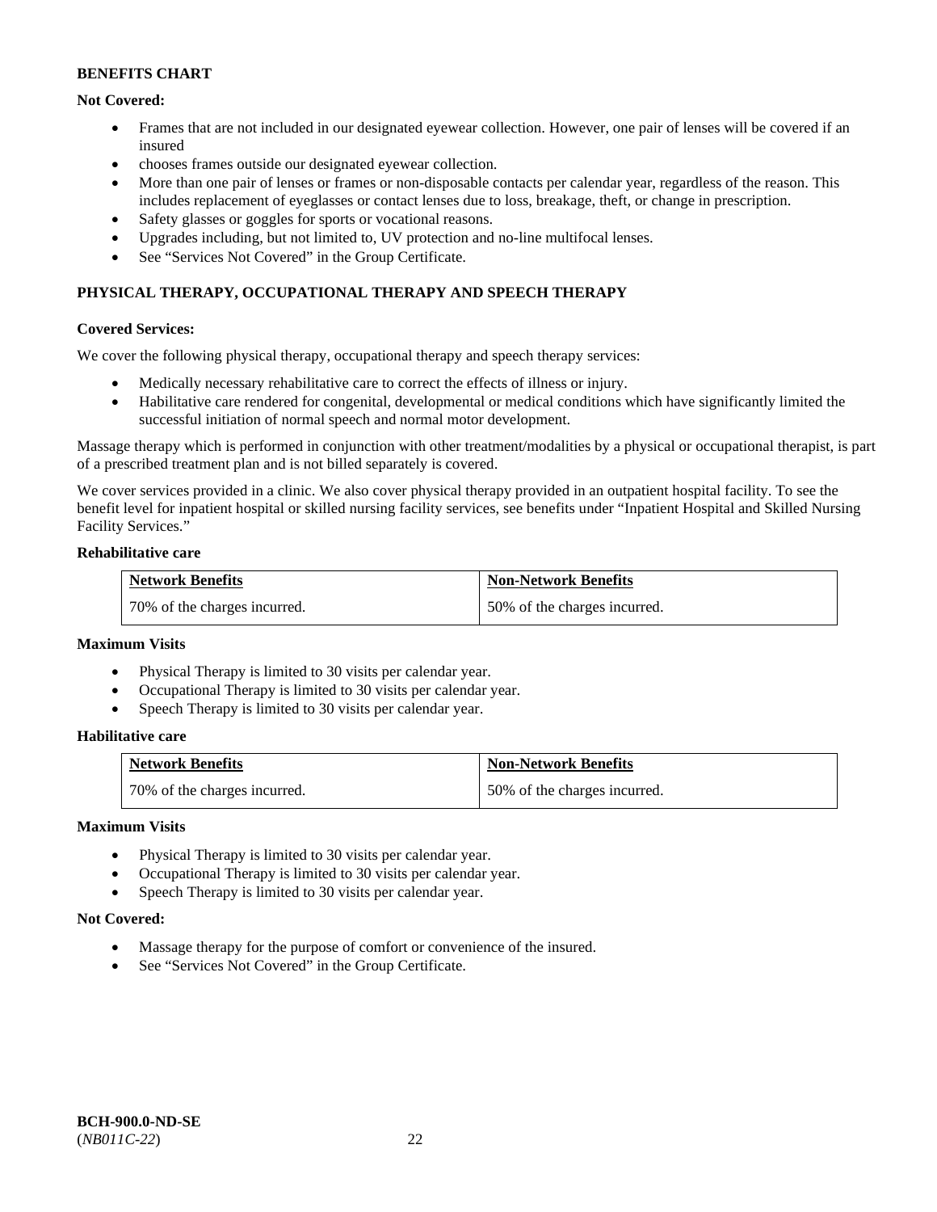**BENEFITS CHART**

**Not Covered:**

- Frames that are not included in our designated eyewear collection. However, one pair of lenses will be covered if an insured
- chooses frames outside our designated eyewear collection.
- More than one pair of lenses or frames or non-disposable contacts per calendar year, regardless of the reason. This includes replacement of eyeglasses or contact lenses due to loss, breakage, theft, or change in prescription.
- Safety glasses or goggles for sports or vocational reasons.
- Upgrades including, but not limited to, UV protection and no-line multifocal lenses.
- See "Services Not Covered" in the Group Certificate.

**PHYSICAL THERAPY, OCCUPATIONAL THERAPY AND SPEECH THERAPY**

**Covered Services:**

We cover the following physical therapy, occupational therapy and speech therapy services:

- Medically necessary rehabilitative care to correct the effects of illness or injury.
- Habilitative care rendered for congenital, developmental or medical conditions which have significantly limited the successful initiation of normal speech and normal motor development.

Massage therapy which is performed in conjunction with other treatment/modalities by a physical or occupational therapist, is part of a prescribed treatment plan and is not billed separately is covered.

We cover services provided in a clinic. We also cover physical therapy provided in an outpatient hospital facility. To see the benefit level for inpatient hospital or skilled nursing facility services, see benefits under "Inpatient Hospital and Skilled Nursing Facility Services."

**Rehabilitative care**

| Network Benefits | Non-Network Benefits |
|---|---|
| 70% of the charges incurred. | 50% of the charges incurred. |

**Maximum Visits**

- Physical Therapy is limited to 30 visits per calendar year.
- Occupational Therapy is limited to 30 visits per calendar year.
- Speech Therapy is limited to 30 visits per calendar year.

**Habilitative care**

| Network Benefits | Non-Network Benefits |
|---|---|
| 70% of the charges incurred. | 50% of the charges incurred. |

**Maximum Visits**

- Physical Therapy is limited to 30 visits per calendar year.
- Occupational Therapy is limited to 30 visits per calendar year.
- Speech Therapy is limited to 30 visits per calendar year.

**Not Covered:**

- Massage therapy for the purpose of comfort or convenience of the insured.
- See "Services Not Covered" in the Group Certificate.

**BCH-900.0-ND-SE**
(*NB011C-22*)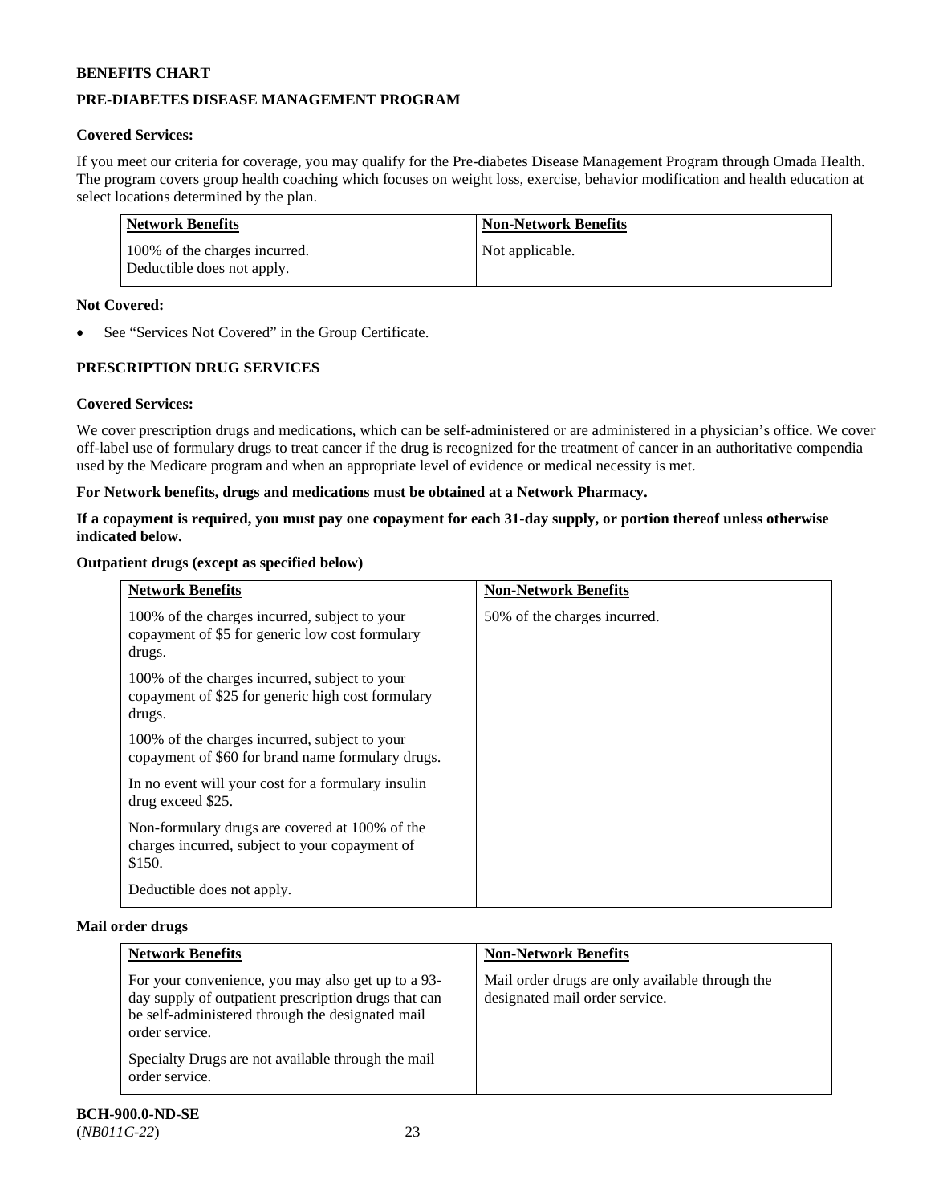**BENEFITS CHART**

**PRE-DIABETES DISEASE MANAGEMENT PROGRAM**

**Covered Services:**

If you meet our criteria for coverage, you may qualify for the Pre-diabetes Disease Management Program through Omada Health. The program covers group health coaching which focuses on weight loss, exercise, behavior modification and health education at select locations determined by the plan.

| Network Benefits | Non-Network Benefits |
|---|---|
| 100% of the charges incurred. Deductible does not apply. | Not applicable. |

**Not Covered:**

- See "Services Not Covered" in the Group Certificate.

**PRESCRIPTION DRUG SERVICES**

**Covered Services:**

We cover prescription drugs and medications, which can be self-administered or are administered in a physician's office. We cover off-label use of formulary drugs to treat cancer if the drug is recognized for the treatment of cancer in an authoritative compendia used by the Medicare program and when an appropriate level of evidence or medical necessity is met.

**For Network benefits, drugs and medications must be obtained at a Network Pharmacy.**

**If a copayment is required, you must pay one copayment for each 31-day supply, or portion thereof unless otherwise indicated below.**

**Outpatient drugs (except as specified below)**

| Network Benefits | Non-Network Benefits |
|---|---|
| 100% of the charges incurred, subject to your copayment of $5 for generic low cost formulary drugs.<br><br>100% of the charges incurred, subject to your copayment of $25 for generic high cost formulary drugs.<br><br>100% of the charges incurred, subject to your copayment of $60 for brand name formulary drugs.<br><br>In no event will your cost for a formulary insulin drug exceed $25.<br><br>Non-formulary drugs are covered at 100% of the charges incurred, subject to your copayment of $150.<br><br>Deductible does not apply. | 50% of the charges incurred. |

**Mail order drugs**

| Network Benefits | Non-Network Benefits |
|---|---|
| For your convenience, you may also get up to a 93-day supply of outpatient prescription drugs that can be self-administered through the designated mail order service.<br><br>Specialty Drugs are not available through the mail order service. | Mail order drugs are only available through the designated mail order service. |

**BCH-900.0-ND-SE**
(*NB011C-22*)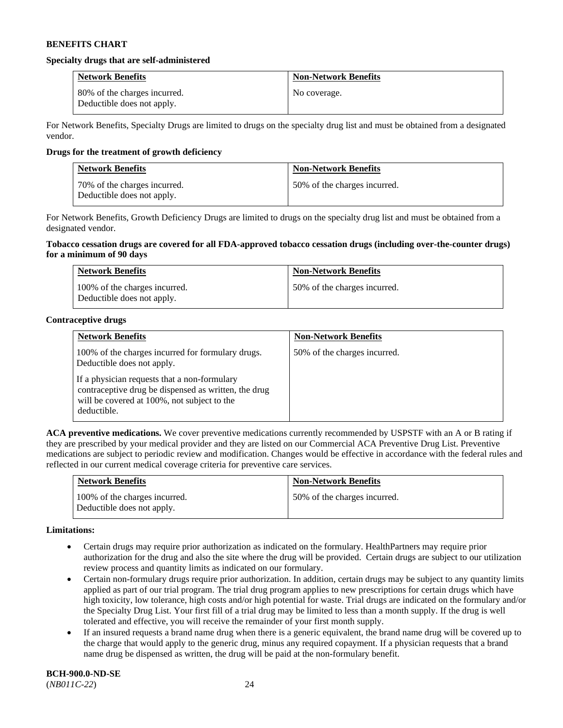**BENEFITS CHART**

**Specialty drugs that are self-administered**

| Network Benefits | Non-Network Benefits |
|---|---|
| 80% of the charges incurred. Deductible does not apply. | No coverage. |

For Network Benefits, Specialty Drugs are limited to drugs on the specialty drug list and must be obtained from a designated vendor.

**Drugs for the treatment of growth deficiency**

| Network Benefits | Non-Network Benefits |
|---|---|
| 70% of the charges incurred. Deductible does not apply. | 50% of the charges incurred. |

For Network Benefits, Growth Deficiency Drugs are limited to drugs on the specialty drug list and must be obtained from a designated vendor.

**Tobacco cessation drugs are covered for all FDA-approved tobacco cessation drugs (including over-the-counter drugs) for a minimum of 90 days**

| Network Benefits | Non-Network Benefits |
|---|---|
| 100% of the charges incurred. Deductible does not apply. | 50% of the charges incurred. |

**Contraceptive drugs**

| Network Benefits | Non-Network Benefits |
|---|---|
| 100% of the charges incurred for formulary drugs. Deductible does not apply.<br><br>If a physician requests that a non-formulary contraceptive drug be dispensed as written, the drug will be covered at 100%, not subject to the deductible. | 50% of the charges incurred. |

**ACA preventive medications.** We cover preventive medications currently recommended by USPSTF with an A or B rating if they are prescribed by your medical provider and they are listed on our Commercial ACA Preventive Drug List. Preventive medications are subject to periodic review and modification. Changes would be effective in accordance with the federal rules and reflected in our current medical coverage criteria for preventive care services.

| Network Benefits | Non-Network Benefits |
|---|---|
| 100% of the charges incurred. Deductible does not apply. | 50% of the charges incurred. |

**Limitations:**

- Certain drugs may require prior authorization as indicated on the formulary. HealthPartners may require prior authorization for the drug and also the site where the drug will be provided. Certain drugs are subject to our utilization review process and quantity limits as indicated on our formulary.
- Certain non-formulary drugs require prior authorization. In addition, certain drugs may be subject to any quantity limits applied as part of our trial program. The trial drug program applies to new prescriptions for certain drugs which have high toxicity, low tolerance, high costs and/or high potential for waste. Trial drugs are indicated on the formulary and/or the Specialty Drug List. Your first fill of a trial drug may be limited to less than a month supply. If the drug is well tolerated and effective, you will receive the remainder of your first month supply.
- If an insured requests a brand name drug when there is a generic equivalent, the brand name drug will be covered up to the charge that would apply to the generic drug, minus any required copayment. If a physician requests that a brand name drug be dispensed as written, the drug will be paid at the non-formulary benefit.

**BCH-900.0-ND-SE**
(*NB011C-22*)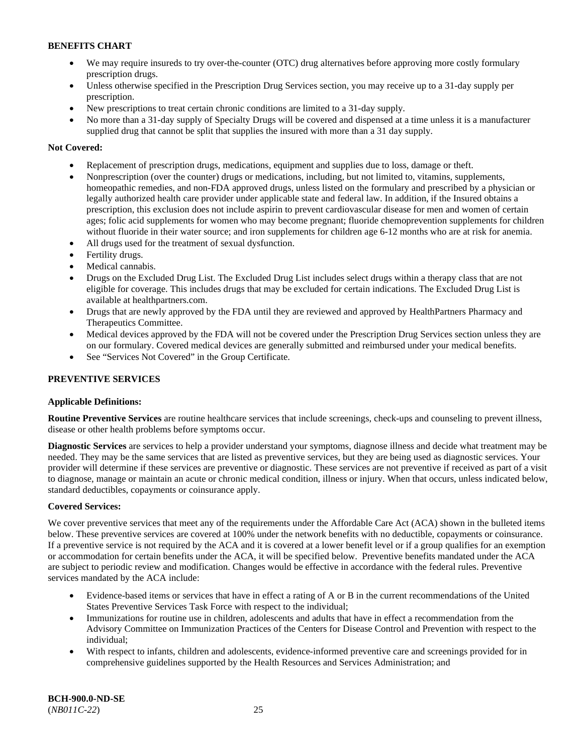**BENEFITS CHART**

- We may require insureds to try over-the-counter (OTC) drug alternatives before approving more costly formulary prescription drugs.
- Unless otherwise specified in the Prescription Drug Services section, you may receive up to a 31-day supply per prescription.
- New prescriptions to treat certain chronic conditions are limited to a 31-day supply.
- No more than a 31-day supply of Specialty Drugs will be covered and dispensed at a time unless it is a manufacturer supplied drug that cannot be split that supplies the insured with more than a 31 day supply.

**Not Covered:**

- Replacement of prescription drugs, medications, equipment and supplies due to loss, damage or theft.
- Nonprescription (over the counter) drugs or medications, including, but not limited to, vitamins, supplements, homeopathic remedies, and non-FDA approved drugs, unless listed on the formulary and prescribed by a physician or legally authorized health care provider under applicable state and federal law. In addition, if the Insured obtains a prescription, this exclusion does not include aspirin to prevent cardiovascular disease for men and women of certain ages; folic acid supplements for women who may become pregnant; fluoride chemoprevention supplements for children without fluoride in their water source; and iron supplements for children age 6-12 months who are at risk for anemia.
- All drugs used for the treatment of sexual dysfunction.
- Fertility drugs.
- Medical cannabis.
- Drugs on the Excluded Drug List. The Excluded Drug List includes select drugs within a therapy class that are not eligible for coverage. This includes drugs that may be excluded for certain indications. The Excluded Drug List is available at healthpartners.com.
- Drugs that are newly approved by the FDA until they are reviewed and approved by HealthPartners Pharmacy and Therapeutics Committee.
- Medical devices approved by the FDA will not be covered under the Prescription Drug Services section unless they are on our formulary. Covered medical devices are generally submitted and reimbursed under your medical benefits.
- See "Services Not Covered" in the Group Certificate.

**PREVENTIVE SERVICES**

**Applicable Definitions:**

**Routine Preventive Services** are routine healthcare services that include screenings, check-ups and counseling to prevent illness, disease or other health problems before symptoms occur.

**Diagnostic Services** are services to help a provider understand your symptoms, diagnose illness and decide what treatment may be needed. They may be the same services that are listed as preventive services, but they are being used as diagnostic services. Your provider will determine if these services are preventive or diagnostic. These services are not preventive if received as part of a visit to diagnose, manage or maintain an acute or chronic medical condition, illness or injury. When that occurs, unless indicated below, standard deductibles, copayments or coinsurance apply.

**Covered Services:**

We cover preventive services that meet any of the requirements under the Affordable Care Act (ACA) shown in the bulleted items below. These preventive services are covered at 100% under the network benefits with no deductible, copayments or coinsurance. If a preventive service is not required by the ACA and it is covered at a lower benefit level or if a group qualifies for an exemption or accommodation for certain benefits under the ACA, it will be specified below. Preventive benefits mandated under the ACA are subject to periodic review and modification. Changes would be effective in accordance with the federal rules. Preventive services mandated by the ACA include:

- Evidence-based items or services that have in effect a rating of A or B in the current recommendations of the United States Preventive Services Task Force with respect to the individual;
- Immunizations for routine use in children, adolescents and adults that have in effect a recommendation from the Advisory Committee on Immunization Practices of the Centers for Disease Control and Prevention with respect to the individual;
- With respect to infants, children and adolescents, evidence-informed preventive care and screenings provided for in comprehensive guidelines supported by the Health Resources and Services Administration; and

**BCH-900.0-ND-SE**
(*NB011C-22*)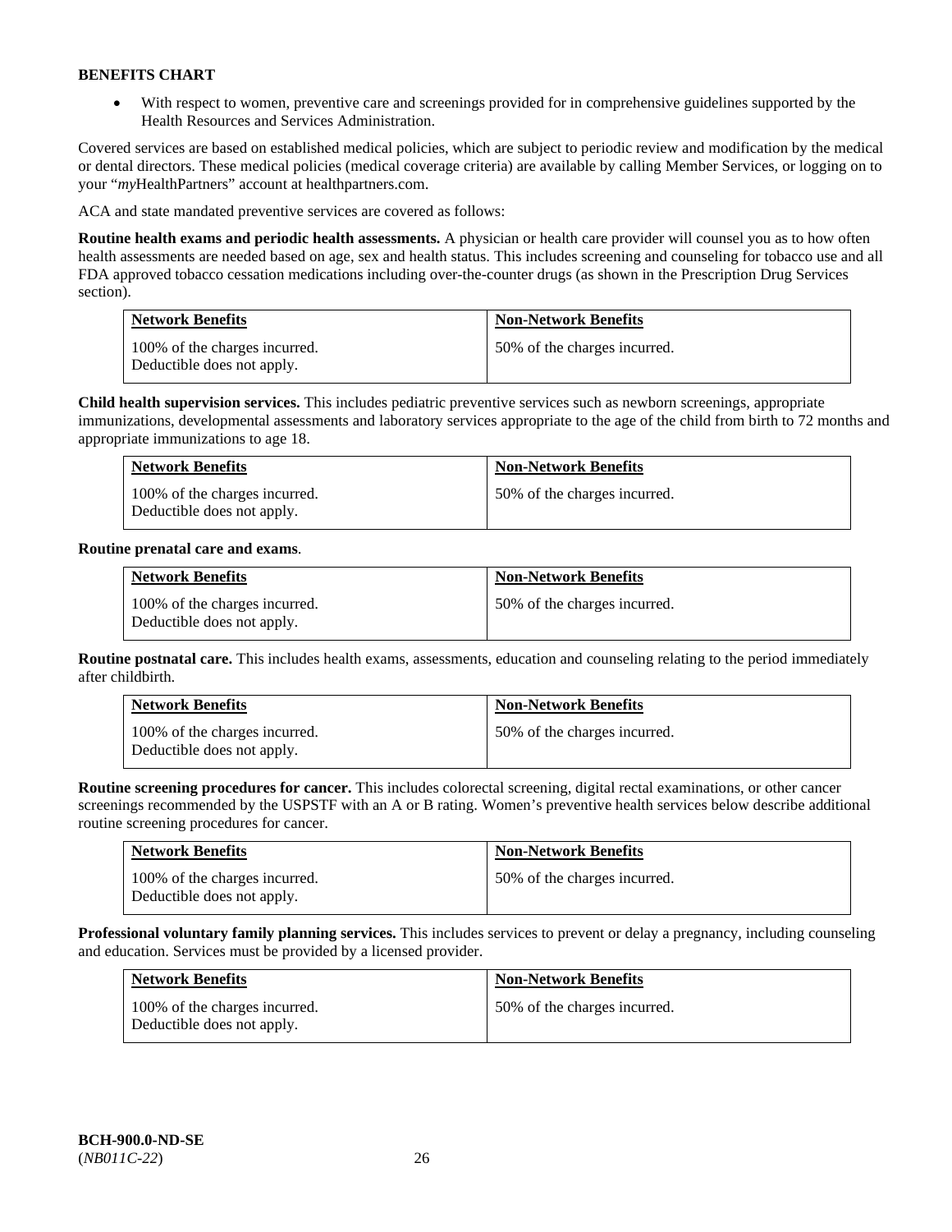**BENEFITS CHART**

- With respect to women, preventive care and screenings provided for in comprehensive guidelines supported by the Health Resources and Services Administration.

Covered services are based on established medical policies, which are subject to periodic review and modification by the medical or dental directors. These medical policies (medical coverage criteria) are available by calling Member Services, or logging on to your "*my*HealthPartners" account at healthpartners.com.

ACA and state mandated preventive services are covered as follows:

**Routine health exams and periodic health assessments.** A physician or health care provider will counsel you as to how often health assessments are needed based on age, sex and health status. This includes screening and counseling for tobacco use and all FDA approved tobacco cessation medications including over-the-counter drugs (as shown in the Prescription Drug Services section).

| Network Benefits | Non-Network Benefits |
|---|---|
| 100% of the charges incurred. Deductible does not apply. | 50% of the charges incurred. |

**Child health supervision services.** This includes pediatric preventive services such as newborn screenings, appropriate immunizations, developmental assessments and laboratory services appropriate to the age of the child from birth to 72 months and appropriate immunizations to age 18.

| Network Benefits | Non-Network Benefits |
|---|---|
| 100% of the charges incurred. Deductible does not apply. | 50% of the charges incurred. |

**Routine prenatal care and exams**.

| Network Benefits | Non-Network Benefits |
|---|---|
| 100% of the charges incurred. Deductible does not apply. | 50% of the charges incurred. |

**Routine postnatal care.** This includes health exams, assessments, education and counseling relating to the period immediately after childbirth.

| Network Benefits | Non-Network Benefits |
|---|---|
| 100% of the charges incurred. Deductible does not apply. | 50% of the charges incurred. |

**Routine screening procedures for cancer.** This includes colorectal screening, digital rectal examinations, or other cancer screenings recommended by the USPSTF with an A or B rating. Women's preventive health services below describe additional routine screening procedures for cancer.

| Network Benefits | Non-Network Benefits |
|---|---|
| 100% of the charges incurred. Deductible does not apply. | 50% of the charges incurred. |

**Professional voluntary family planning services.** This includes services to prevent or delay a pregnancy, including counseling and education. Services must be provided by a licensed provider.

| Network Benefits | Non-Network Benefits |
|---|---|
| 100% of the charges incurred. Deductible does not apply. | 50% of the charges incurred. |

**BCH-900.0-ND-SE**
(*NB011C-22*)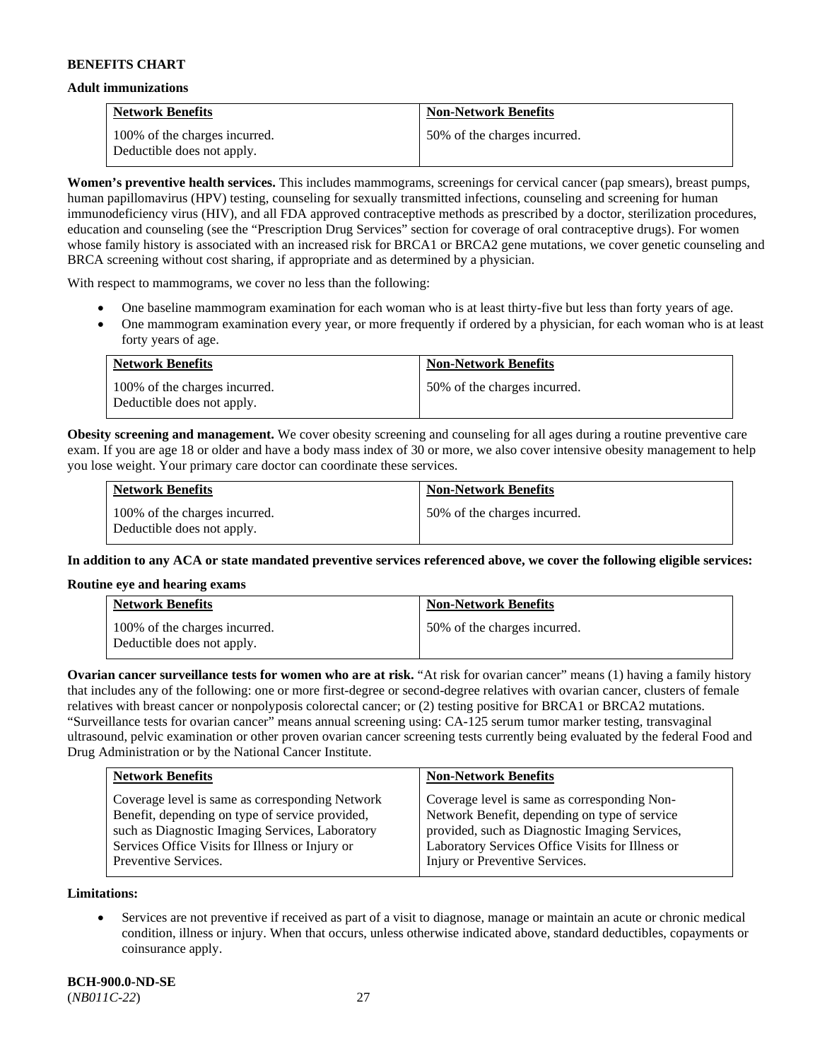**BENEFITS CHART**

**Adult immunizations**

| Network Benefits | Non-Network Benefits |
|---|---|
| 100% of the charges incurred. Deductible does not apply. | 50% of the charges incurred. |

**Women's preventive health services.** This includes mammograms, screenings for cervical cancer (pap smears), breast pumps, human papillomavirus (HPV) testing, counseling for sexually transmitted infections, counseling and screening for human immunodeficiency virus (HIV), and all FDA approved contraceptive methods as prescribed by a doctor, sterilization procedures, education and counseling (see the "Prescription Drug Services" section for coverage of oral contraceptive drugs). For women whose family history is associated with an increased risk for BRCA1 or BRCA2 gene mutations, we cover genetic counseling and BRCA screening without cost sharing, if appropriate and as determined by a physician.

With respect to mammograms, we cover no less than the following:

- One baseline mammogram examination for each woman who is at least thirty-five but less than forty years of age.
- One mammogram examination every year, or more frequently if ordered by a physician, for each woman who is at least forty years of age.

| Network Benefits | Non-Network Benefits |
|---|---|
| 100% of the charges incurred. Deductible does not apply. | 50% of the charges incurred. |

**Obesity screening and management.** We cover obesity screening and counseling for all ages during a routine preventive care exam. If you are age 18 or older and have a body mass index of 30 or more, we also cover intensive obesity management to help you lose weight. Your primary care doctor can coordinate these services.

| Network Benefits | Non-Network Benefits |
|---|---|
| 100% of the charges incurred. Deductible does not apply. | 50% of the charges incurred. |

**In addition to any ACA or state mandated preventive services referenced above, we cover the following eligible services:**

**Routine eye and hearing exams**

| Network Benefits | Non-Network Benefits |
|---|---|
| 100% of the charges incurred. Deductible does not apply. | 50% of the charges incurred. |

**Ovarian cancer surveillance tests for women who are at risk.** "At risk for ovarian cancer" means (1) having a family history that includes any of the following: one or more first-degree or second-degree relatives with ovarian cancer, clusters of female relatives with breast cancer or nonpolyposis colorectal cancer; or (2) testing positive for BRCA1 or BRCA2 mutations. "Surveillance tests for ovarian cancer" means annual screening using: CA-125 serum tumor marker testing, transvaginal ultrasound, pelvic examination or other proven ovarian cancer screening tests currently being evaluated by the federal Food and Drug Administration or by the National Cancer Institute.

| Network Benefits | Non-Network Benefits |
|---|---|
| Coverage level is same as corresponding Network Benefit, depending on type of service provided, such as Diagnostic Imaging Services, Laboratory Services Office Visits for Illness or Injury or Preventive Services. | Coverage level is same as corresponding Non-Network Benefit, depending on type of service provided, such as Diagnostic Imaging Services, Laboratory Services Office Visits for Illness or Injury or Preventive Services. |

**Limitations:**

- Services are not preventive if received as part of a visit to diagnose, manage or maintain an acute or chronic medical condition, illness or injury. When that occurs, unless otherwise indicated above, standard deductibles, copayments or coinsurance apply.

**BCH-900.0-ND-SE**
(*NB011C-22*)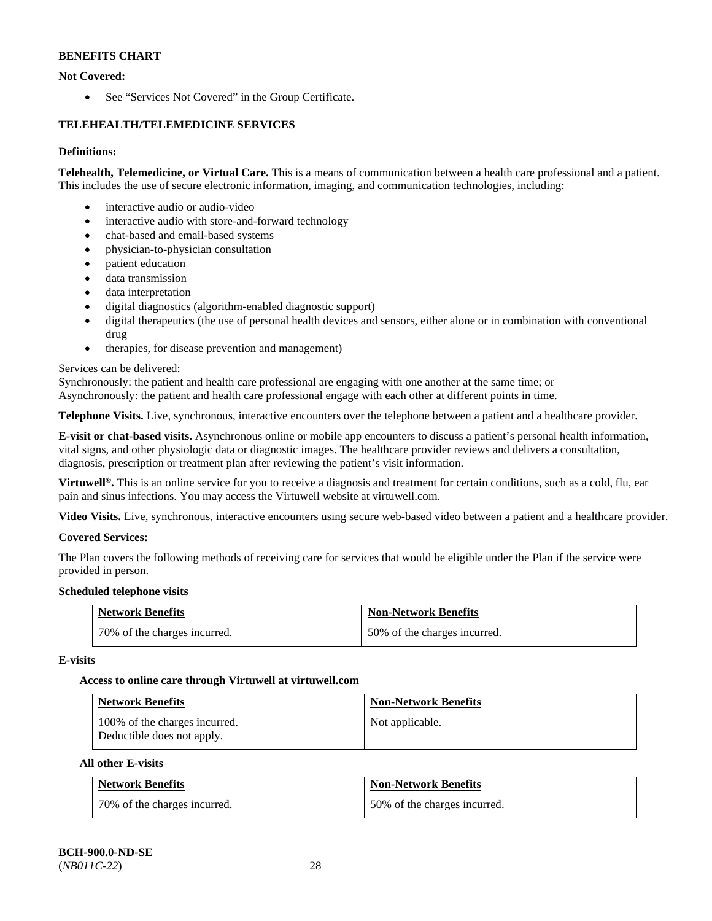**BENEFITS CHART**

**Not Covered:**

- See "Services Not Covered" in the Group Certificate.

**TELEHEALTH/TELEMEDICINE SERVICES**

**Definitions:**

**Telehealth, Telemedicine, or Virtual Care.** This is a means of communication between a health care professional and a patient. This includes the use of secure electronic information, imaging, and communication technologies, including:

- interactive audio or audio-video
- interactive audio with store-and-forward technology
- chat-based and email-based systems
- physician-to-physician consultation
- patient education
- data transmission
- data interpretation
- digital diagnostics (algorithm-enabled diagnostic support)
- digital therapeutics (the use of personal health devices and sensors, either alone or in combination with conventional drug
- therapies, for disease prevention and management)

Services can be delivered:
Synchronously: the patient and health care professional are engaging with one another at the same time; or
Asynchronously: the patient and health care professional engage with each other at different points in time.

**Telephone Visits.** Live, synchronous, interactive encounters over the telephone between a patient and a healthcare provider.

**E-visit or chat-based visits.** Asynchronous online or mobile app encounters to discuss a patient's personal health information, vital signs, and other physiologic data or diagnostic images. The healthcare provider reviews and delivers a consultation, diagnosis, prescription or treatment plan after reviewing the patient's visit information.

**Virtuwell®.** This is an online service for you to receive a diagnosis and treatment for certain conditions, such as a cold, flu, ear pain and sinus infections. You may access the Virtuwell website at virtuwell.com.

**Video Visits.** Live, synchronous, interactive encounters using secure web-based video between a patient and a healthcare provider.

**Covered Services:**

The Plan covers the following methods of receiving care for services that would be eligible under the Plan if the service were provided in person.

**Scheduled telephone visits**

| Network Benefits | Non-Network Benefits |
| --- | --- |
| 70% of the charges incurred. | 50% of the charges incurred. |

**E-visits**

**Access to online care through Virtuwell at virtuwell.com**

| Network Benefits | Non-Network Benefits |
| --- | --- |
| 100% of the charges incurred. Deductible does not apply. | Not applicable. |

**All other E-visits**

| Network Benefits | Non-Network Benefits |
| --- | --- |
| 70% of the charges incurred. | 50% of the charges incurred. |

**BCH-900.0-ND-SE**
(*NB011C-22*)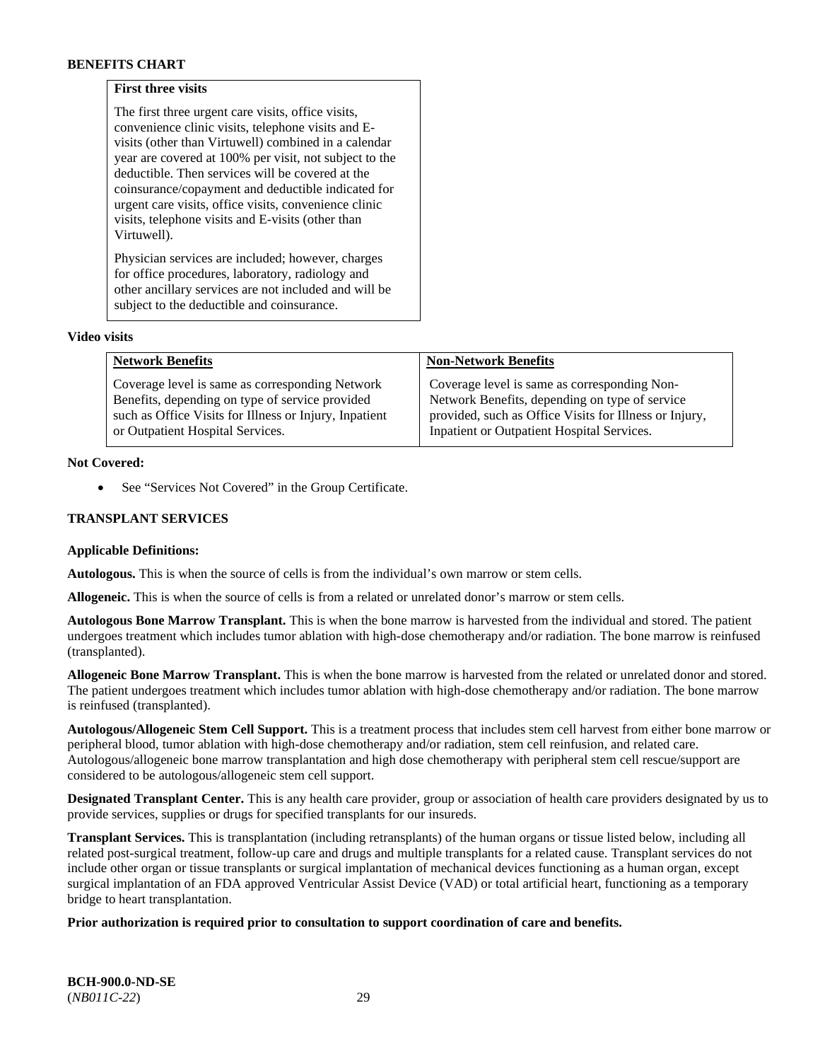**BENEFITS CHART**

| **First three visits** |
|---|
| The first three urgent care visits, office visits, convenience clinic visits, telephone visits and E-visits (other than Virtuwell) combined in a calendar year are covered at 100% per visit, not subject to the deductible. Then services will be covered at the coinsurance/copayment and deductible indicated for urgent care visits, office visits, convenience clinic visits, telephone visits and E-visits (other than Virtuwell).<br><br>Physician services are included; however, charges for office procedures, laboratory, radiology and other ancillary services are not included and will be subject to the deductible and coinsurance. |

**Video visits**

| **Network Benefits** | **Non-Network Benefits** |
|---|---|
| Coverage level is same as corresponding Network Benefits, depending on type of service provided such as Office Visits for Illness or Injury, Inpatient or Outpatient Hospital Services. | Coverage level is same as corresponding Non-Network Benefits, depending on type of service provided, such as Office Visits for Illness or Injury, Inpatient or Outpatient Hospital Services. |

**Not Covered:**

- See "Services Not Covered" in the Group Certificate.

## TRANSPLANT SERVICES

**Applicable Definitions:**

**Autologous.** This is when the source of cells is from the individual's own marrow or stem cells.

**Allogeneic.** This is when the source of cells is from a related or unrelated donor's marrow or stem cells.

**Autologous Bone Marrow Transplant.** This is when the bone marrow is harvested from the individual and stored. The patient undergoes treatment which includes tumor ablation with high-dose chemotherapy and/or radiation. The bone marrow is reinfused (transplanted).

**Allogeneic Bone Marrow Transplant.** This is when the bone marrow is harvested from the related or unrelated donor and stored. The patient undergoes treatment which includes tumor ablation with high-dose chemotherapy and/or radiation. The bone marrow is reinfused (transplanted).

**Autologous/Allogeneic Stem Cell Support.** This is a treatment process that includes stem cell harvest from either bone marrow or peripheral blood, tumor ablation with high-dose chemotherapy and/or radiation, stem cell reinfusion, and related care. Autologous/allogeneic bone marrow transplantation and high dose chemotherapy with peripheral stem cell rescue/support are considered to be autologous/allogeneic stem cell support.

**Designated Transplant Center.** This is any health care provider, group or association of health care providers designated by us to provide services, supplies or drugs for specified transplants for our insureds.

**Transplant Services.** This is transplantation (including retransplants) of the human organs or tissue listed below, including all related post-surgical treatment, follow-up care and drugs and multiple transplants for a related cause. Transplant services do not include other organ or tissue transplants or surgical implantation of mechanical devices functioning as a human organ, except surgical implantation of an FDA approved Ventricular Assist Device (VAD) or total artificial heart, functioning as a temporary bridge to heart transplantation.

**Prior authorization is required prior to consultation to support coordination of care and benefits.**

**BCH-900.0-ND-SE**
(*NB011C-22*)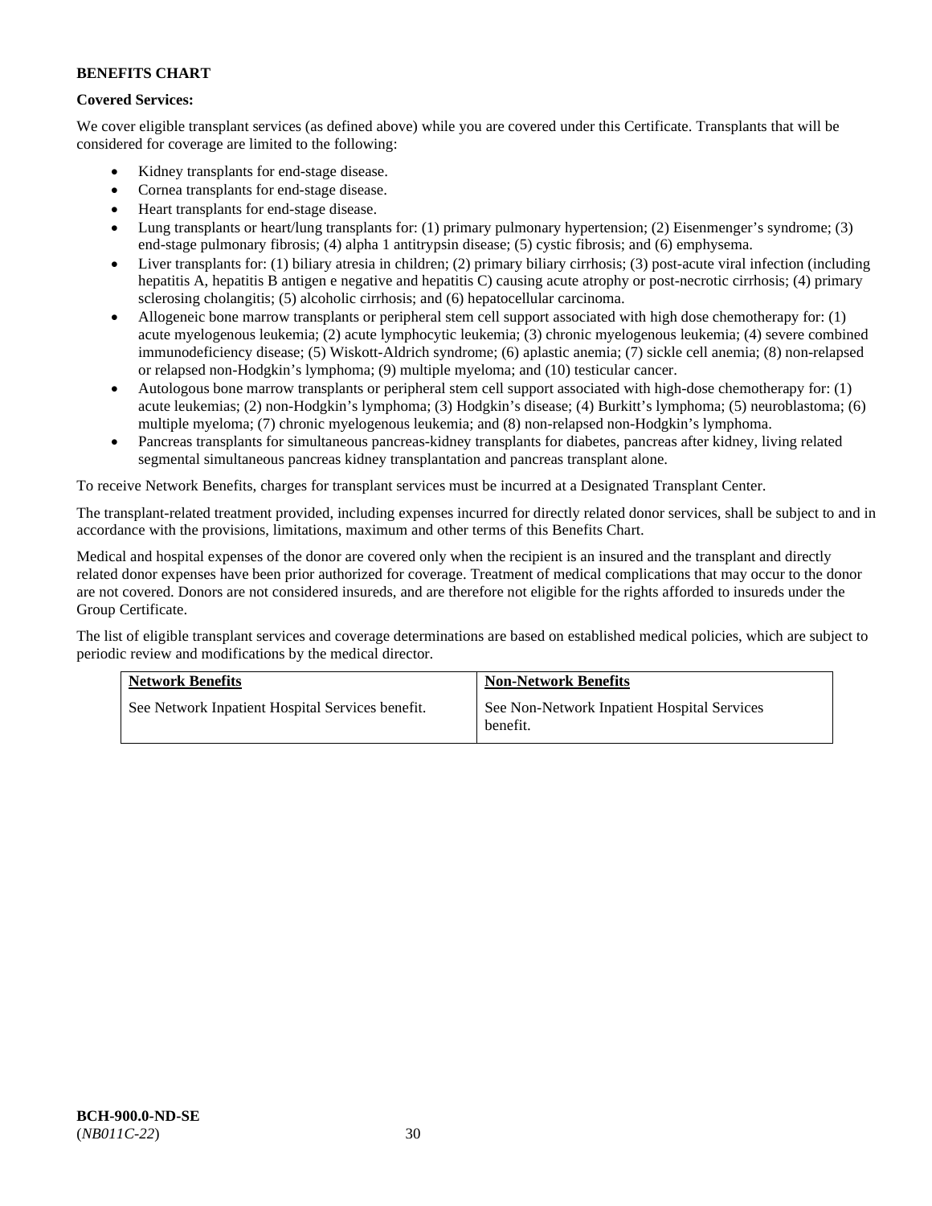**BENEFITS CHART**

**Covered Services:**

We cover eligible transplant services (as defined above) while you are covered under this Certificate. Transplants that will be considered for coverage are limited to the following:

- Kidney transplants for end-stage disease.
- Cornea transplants for end-stage disease.
- Heart transplants for end-stage disease.
- Lung transplants or heart/lung transplants for: (1) primary pulmonary hypertension; (2) Eisenmenger's syndrome; (3) end-stage pulmonary fibrosis; (4) alpha 1 antitrypsin disease; (5) cystic fibrosis; and (6) emphysema.
- Liver transplants for: (1) biliary atresia in children; (2) primary biliary cirrhosis; (3) post-acute viral infection (including hepatitis A, hepatitis B antigen e negative and hepatitis C) causing acute atrophy or post-necrotic cirrhosis; (4) primary sclerosing cholangitis; (5) alcoholic cirrhosis; and (6) hepatocellular carcinoma.
- Allogeneic bone marrow transplants or peripheral stem cell support associated with high dose chemotherapy for: (1) acute myelogenous leukemia; (2) acute lymphocytic leukemia; (3) chronic myelogenous leukemia; (4) severe combined immunodeficiency disease; (5) Wiskott-Aldrich syndrome; (6) aplastic anemia; (7) sickle cell anemia; (8) non-relapsed or relapsed non-Hodgkin's lymphoma; (9) multiple myeloma; and (10) testicular cancer.
- Autologous bone marrow transplants or peripheral stem cell support associated with high-dose chemotherapy for: (1) acute leukemias; (2) non-Hodgkin's lymphoma; (3) Hodgkin's disease; (4) Burkitt's lymphoma; (5) neuroblastoma; (6) multiple myeloma; (7) chronic myelogenous leukemia; and (8) non-relapsed non-Hodgkin's lymphoma.
- Pancreas transplants for simultaneous pancreas-kidney transplants for diabetes, pancreas after kidney, living related segmental simultaneous pancreas kidney transplantation and pancreas transplant alone.

To receive Network Benefits, charges for transplant services must be incurred at a Designated Transplant Center.

The transplant-related treatment provided, including expenses incurred for directly related donor services, shall be subject to and in accordance with the provisions, limitations, maximum and other terms of this Benefits Chart.

Medical and hospital expenses of the donor are covered only when the recipient is an insured and the transplant and directly related donor expenses have been prior authorized for coverage. Treatment of medical complications that may occur to the donor are not covered. Donors are not considered insureds, and are therefore not eligible for the rights afforded to insureds under the Group Certificate.

The list of eligible transplant services and coverage determinations are based on established medical policies, which are subject to periodic review and modifications by the medical director.

| Network Benefits | Non-Network Benefits |
|---|---|
| See Network Inpatient Hospital Services benefit. | See Non-Network Inpatient Hospital Services benefit. |

**BCH-900.0-ND-SE**
(*NB011C-22*)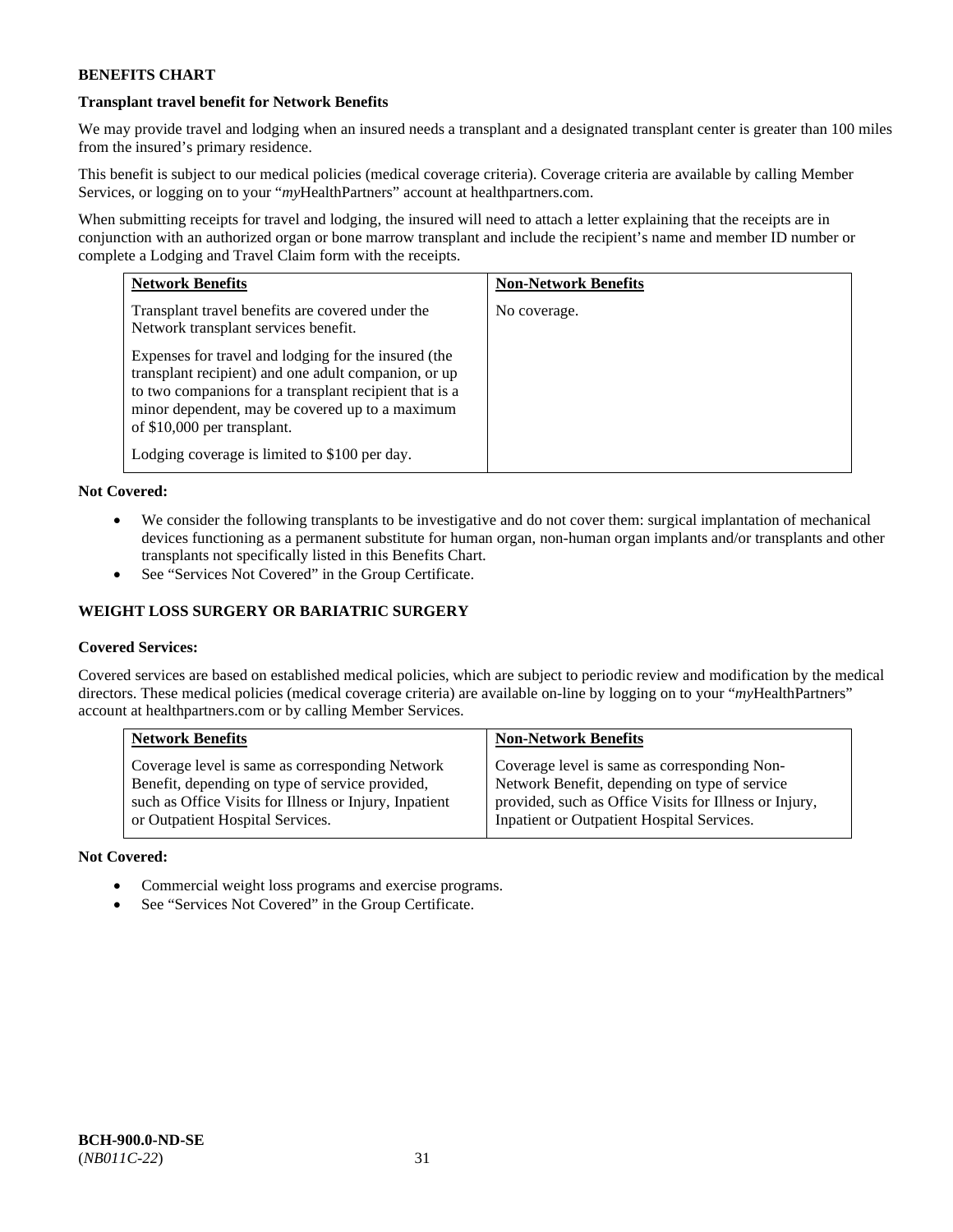**BENEFITS CHART**

**Transplant travel benefit for Network Benefits**

We may provide travel and lodging when an insured needs a transplant and a designated transplant center is greater than 100 miles from the insured's primary residence.

This benefit is subject to our medical policies (medical coverage criteria). Coverage criteria are available by calling Member Services, or logging on to your "*my*HealthPartners" account at healthpartners.com.

When submitting receipts for travel and lodging, the insured will need to attach a letter explaining that the receipts are in conjunction with an authorized organ or bone marrow transplant and include the recipient's name and member ID number or complete a Lodging and Travel Claim form with the receipts.

| Network Benefits | Non-Network Benefits |
| --- | --- |
| Transplant travel benefits are covered under the Network transplant services benefit.<br><br>Expenses for travel and lodging for the insured (the transplant recipient) and one adult companion, or up to two companions for a transplant recipient that is a minor dependent, may be covered up to a maximum of $10,000 per transplant.<br><br>Lodging coverage is limited to $100 per day. | No coverage. |

**Not Covered:**

- We consider the following transplants to be investigative and do not cover them: surgical implantation of mechanical devices functioning as a permanent substitute for human organ, non-human organ implants and/or transplants and other transplants not specifically listed in this Benefits Chart.
- See "Services Not Covered" in the Group Certificate.

**WEIGHT LOSS SURGERY OR BARIATRIC SURGERY**

**Covered Services:**

Covered services are based on established medical policies, which are subject to periodic review and modification by the medical directors. These medical policies (medical coverage criteria) are available on-line by logging on to your "*my*HealthPartners" account at healthpartners.com or by calling Member Services.

| Network Benefits | Non-Network Benefits |
| --- | --- |
| Coverage level is same as corresponding Network Benefit, depending on type of service provided, such as Office Visits for Illness or Injury, Inpatient or Outpatient Hospital Services. | Coverage level is same as corresponding Non-Network Benefit, depending on type of service provided, such as Office Visits for Illness or Injury, Inpatient or Outpatient Hospital Services. |

**Not Covered:**

- Commercial weight loss programs and exercise programs.
- See "Services Not Covered" in the Group Certificate.

**BCH-900.0-ND-SE**
(*NB011C-22*)